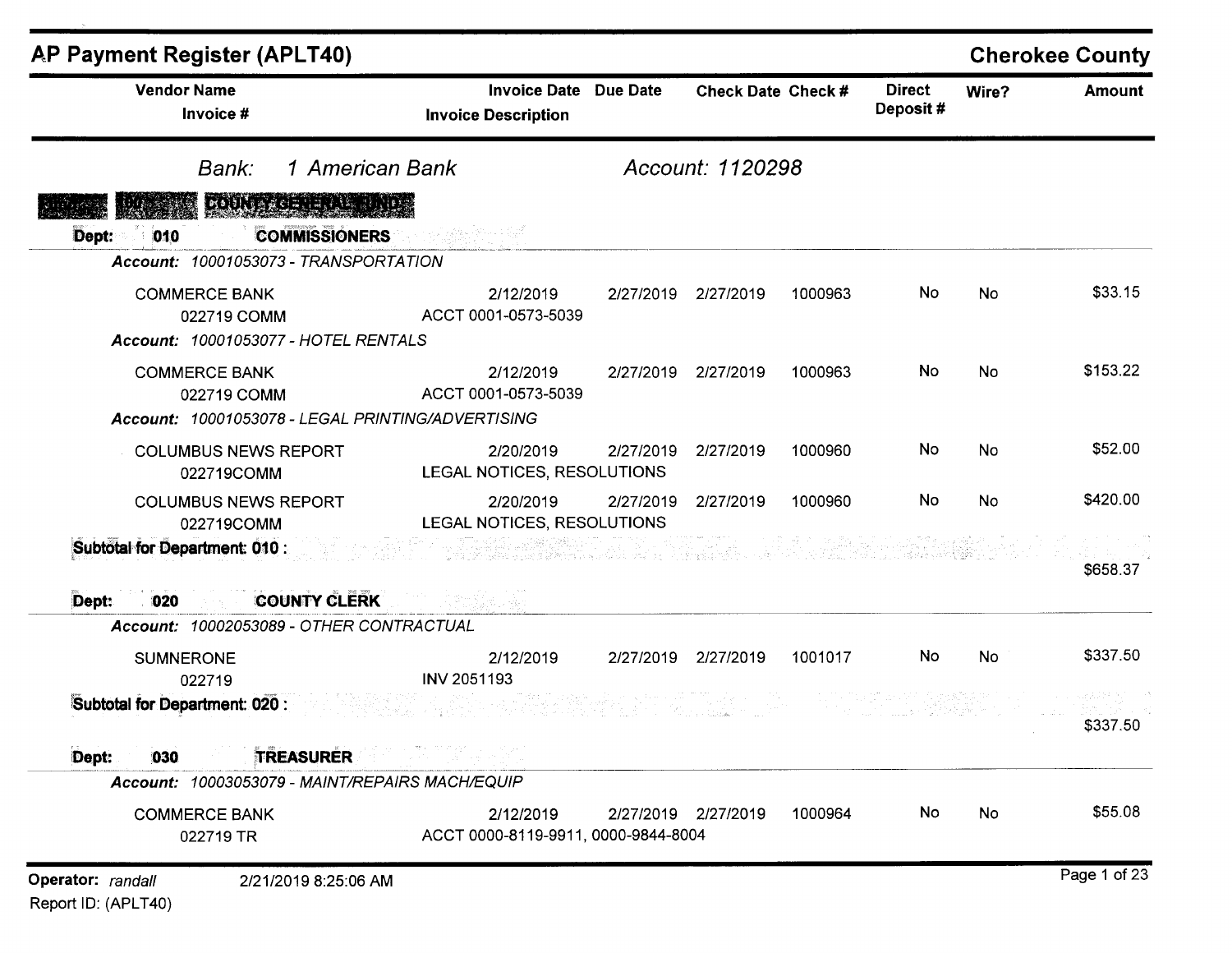# AP Payment Register (APLT40)

**Cherokee County**

| Vendor Name / Invoice # | Invoice Date / Invoice Description | Due Date | Check Date | Check # | Direct Deposit # | Wire? | Amount |
|---|---|---|---|---|---|---|---|

*Bank: 1 American Bank* &nbsp;&nbsp;&nbsp; *Account: 1120298*

**COUNTY GENERAL FUND**

**Dept: 010 COMMISSIONERS**

*Account: 10001053073 - TRANSPORTATION*

| Vendor Name / Invoice # | Invoice Date / Invoice Description | Due Date | Check Date | Check # | Direct Deposit # | Wire? | Amount |
|---|---|---|---|---|---|---|---|
| COMMERCE BANK<br>022719 COMM | 2/12/2019<br>ACCT 0001-0573-5039 | 2/27/2019 | 2/27/2019 | 1000963 | No | No | $33.15 |

*Account: 10001053077 - HOTEL RENTALS*

| Vendor Name / Invoice # | Invoice Date / Invoice Description | Due Date | Check Date | Check # | Direct Deposit # | Wire? | Amount |
|---|---|---|---|---|---|---|---|
| COMMERCE BANK<br>022719 COMM | 2/12/2019<br>ACCT 0001-0573-5039 | 2/27/2019 | 2/27/2019 | 1000963 | No | No | $153.22 |

*Account: 10001053078 - LEGAL PRINTING/ADVERTISING*

| Vendor Name / Invoice # | Invoice Date / Invoice Description | Due Date | Check Date | Check # | Direct Deposit # | Wire? | Amount |
|---|---|---|---|---|---|---|---|
| COLUMBUS NEWS REPORT<br>022719COMM | 2/20/2019<br>LEGAL NOTICES, RESOLUTIONS | 2/27/2019 | 2/27/2019 | 1000960 | No | No | $52.00 |
| COLUMBUS NEWS REPORT<br>022719COMM | 2/20/2019<br>LEGAL NOTICES, RESOLUTIONS | 2/27/2019 | 2/27/2019 | 1000960 | No | No | $420.00 |

**Subtotal for Department: 010 :** $658.37

**Dept: 020 COUNTY CLERK**

*Account: 10002053089 - OTHER CONTRACTUAL*

| Vendor Name / Invoice # | Invoice Date / Invoice Description | Due Date | Check Date | Check # | Direct Deposit # | Wire? | Amount |
|---|---|---|---|---|---|---|---|
| SUMNERONE<br>022719 | 2/12/2019<br>INV 2051193 | 2/27/2019 | 2/27/2019 | 1001017 | No | No | $337.50 |

**Subtotal for Department: 020 :** $337.50

**Dept: 030 TREASURER**

*Account: 10003053079 - MAINT/REPAIRS MACH/EQUIP*

| Vendor Name / Invoice # | Invoice Date / Invoice Description | Due Date | Check Date | Check # | Direct Deposit # | Wire? | Amount |
|---|---|---|---|---|---|---|---|
| COMMERCE BANK<br>022719 TR | 2/12/2019<br>ACCT 0000-8119-9911, 0000-9844-8004 | 2/27/2019 | 2/27/2019 | 1000964 | No | No | $55.08 |

Operator: *randall* &nbsp;&nbsp; 2/21/2019 8:25:06 AM

Report ID: (APLT40)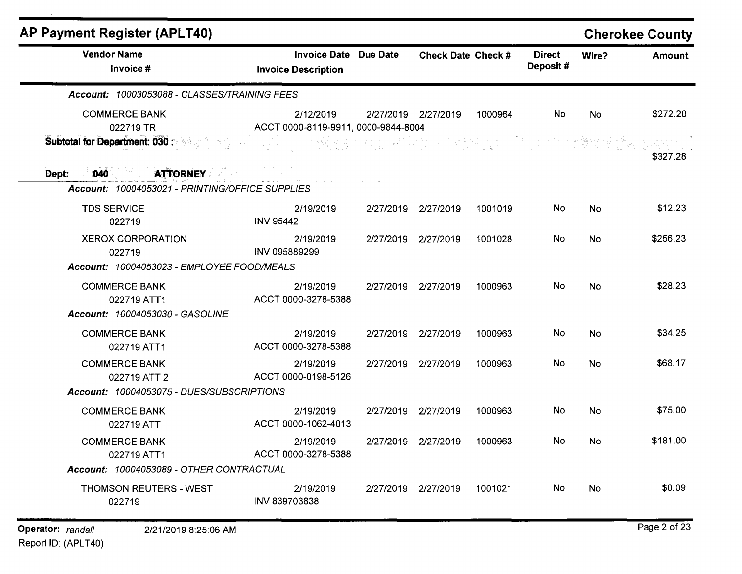## AP Payment Register (APLT40)

**Cherokee County**

| Vendor Name / Invoice # | Invoice Date / Invoice Description | Due Date | Check Date | Check # | Direct Deposit # | Wire? | Amount |
|---|---|---|---|---|---|---|---|
| ***Account: 10003053088 - CLASSES/TRAINING FEES*** | | | | | | | |
| COMMERCE BANK<br>022719 TR | 2/12/2019<br>ACCT 0000-8119-9911, 0000-9844-8004 | 2/27/2019 | 2/27/2019 | 1000964 | No | No | $272.20 |
| **Subtotal for Department: 030 :** | | | | | | | $327.28 |
| **Dept: 040 ATTORNEY** | | | | | | | |
| ***Account: 10004053021 - PRINTING/OFFICE SUPPLIES*** | | | | | | | |
| TDS SERVICE<br>022719 | 2/19/2019<br>INV 95442 | 2/27/2019 | 2/27/2019 | 1001019 | No | No | $12.23 |
| XEROX CORPORATION<br>022719 | 2/19/2019<br>INV 095889299 | 2/27/2019 | 2/27/2019 | 1001028 | No | No | $256.23 |
| ***Account: 10004053023 - EMPLOYEE FOOD/MEALS*** | | | | | | | |
| COMMERCE BANK<br>022719 ATT1 | 2/19/2019<br>ACCT 0000-3278-5388 | 2/27/2019 | 2/27/2019 | 1000963 | No | No | $28.23 |
| ***Account: 10004053030 - GASOLINE*** | | | | | | | |
| COMMERCE BANK<br>022719 ATT1 | 2/19/2019<br>ACCT 0000-3278-5388 | 2/27/2019 | 2/27/2019 | 1000963 | No | No | $34.25 |
| COMMERCE BANK<br>022719 ATT 2 | 2/19/2019<br>ACCT 0000-0198-5126 | 2/27/2019 | 2/27/2019 | 1000963 | No | No | $68.17 |
| ***Account: 10004053075 - DUES/SUBSCRIPTIONS*** | | | | | | | |
| COMMERCE BANK<br>022719 ATT | 2/19/2019<br>ACCT 0000-1062-4013 | 2/27/2019 | 2/27/2019 | 1000963 | No | No | $75.00 |
| COMMERCE BANK<br>022719 ATT1 | 2/19/2019<br>ACCT 0000-3278-5388 | 2/27/2019 | 2/27/2019 | 1000963 | No | No | $181.00 |
| ***Account: 10004053089 - OTHER CONTRACTUAL*** | | | | | | | |
| THOMSON REUTERS - WEST<br>022719 | 2/19/2019<br>INV 839703838 | 2/27/2019 | 2/27/2019 | 1001021 | No | No | $0.09 |

**Operator:** *randall* 2/21/2019 8:25:06 AM

Report ID: (APLT40)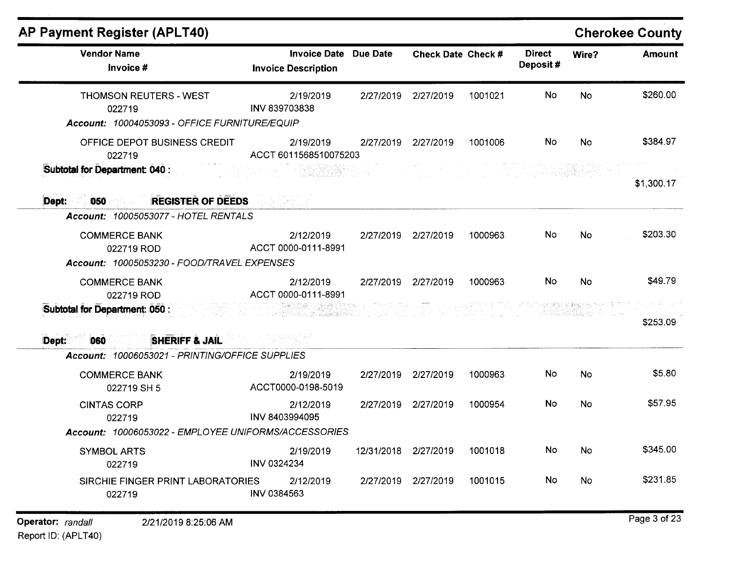## AP Payment Register (APLT40)

**Cherokee County**

| Vendor Name / Invoice # | Invoice Date / Invoice Description | Due Date | Check Date | Check # | Direct Deposit # | Wire? | Amount |
|---|---|---|---|---|---|---|---|
| THOMSON REUTERS - WEST<br>022719 | 2/19/2019<br>INV 839703838 | 2/27/2019 | 2/27/2019 | 1001021 | No | No | $260.00 |
| *Account: 10004053093 - OFFICE FURNITURE/EQUIP* | | | | | | | |
| OFFICE DEPOT BUSINESS CREDIT<br>022719 | 2/19/2019<br>ACCT 6011568510075203 | 2/27/2019 | 2/27/2019 | 1001006 | No | No | $384.97 |
| **Subtotal for Department: 040 :** | | | | | | | $1,300.17 |
| **Dept: 050 REGISTER OF DEEDS** | | | | | | | |
| *Account: 10005053077 - HOTEL RENTALS* | | | | | | | |
| COMMERCE BANK<br>022719 ROD | 2/12/2019<br>ACCT 0000-0111-8991 | 2/27/2019 | 2/27/2019 | 1000963 | No | No | $203.30 |
| *Account: 10005053230 - FOOD/TRAVEL EXPENSES* | | | | | | | |
| COMMERCE BANK<br>022719 ROD | 2/12/2019<br>ACCT 0000-0111-8991 | 2/27/2019 | 2/27/2019 | 1000963 | No | No | $49.79 |
| **Subtotal for Department: 050 :** | | | | | | | $253.09 |
| **Dept: 060 SHERIFF & JAIL** | | | | | | | |
| *Account: 10006053021 - PRINTING/OFFICE SUPPLIES* | | | | | | | |
| COMMERCE BANK<br>022719 SH 5 | 2/19/2019<br>ACCT0000-0198-5019 | 2/27/2019 | 2/27/2019 | 1000963 | No | No | $5.80 |
| CINTAS CORP<br>022719 | 2/12/2019<br>INV 8403994095 | 2/27/2019 | 2/27/2019 | 1000954 | No | No | $57.95 |
| *Account: 10006053022 - EMPLOYEE UNIFORMS/ACCESSORIES* | | | | | | | |
| SYMBOL ARTS<br>022719 | 2/19/2019<br>INV 0324234 | 12/31/2018 | 2/27/2019 | 1001018 | No | No | $345.00 |
| SIRCHIE FINGER PRINT LABORATORIES<br>022719 | 2/12/2019<br>INV 0384563 | 2/27/2019 | 2/27/2019 | 1001015 | No | No | $231.85 |

Operator: *randall* 2/21/2019 8:25:06 AM
Report ID: (APLT40)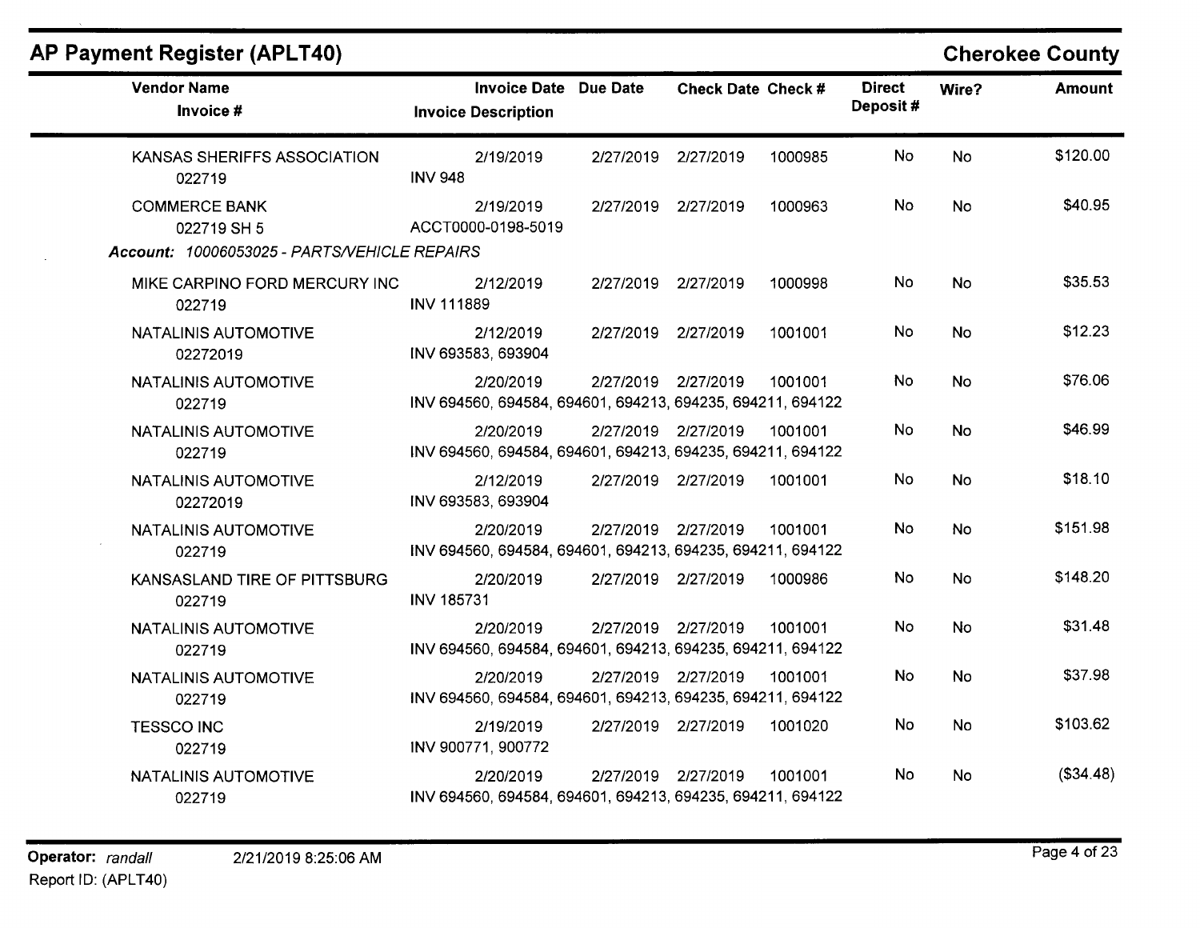## AP Payment Register (APLT40)

**Cherokee County**

| Vendor Name / Invoice # | Invoice Date / Invoice Description | Due Date | Check Date | Check # | Direct Deposit # | Wire? | Amount |
|---|---|---|---|---|---|---|---|
| KANSAS SHERIFFS ASSOCIATION<br>022719 | 2/19/2019<br>INV 948 | 2/27/2019 | 2/27/2019 | 1000985 | No | No | $120.00 |
| COMMERCE BANK<br>022719 SH 5 | 2/19/2019<br>ACCT0000-0198-5019 | 2/27/2019 | 2/27/2019 | 1000963 | No | No | $40.95 |
| ***Account:** 10006053025 - PARTS/VEHICLE REPAIRS* | | | | | | | |
| MIKE CARPINO FORD MERCURY INC<br>022719 | 2/12/2019<br>INV 111889 | 2/27/2019 | 2/27/2019 | 1000998 | No | No | $35.53 |
| NATALINIS AUTOMOTIVE<br>02272019 | 2/12/2019<br>INV 693583, 693904 | 2/27/2019 | 2/27/2019 | 1001001 | No | No | $12.23 |
| NATALINIS AUTOMOTIVE<br>022719 | 2/20/2019<br>INV 694560, 694584, 694601, 694213, 694235, 694211, 694122 | 2/27/2019 | 2/27/2019 | 1001001 | No | No | $76.06 |
| NATALINIS AUTOMOTIVE<br>022719 | 2/20/2019<br>INV 694560, 694584, 694601, 694213, 694235, 694211, 694122 | 2/27/2019 | 2/27/2019 | 1001001 | No | No | $46.99 |
| NATALINIS AUTOMOTIVE<br>02272019 | 2/12/2019<br>INV 693583, 693904 | 2/27/2019 | 2/27/2019 | 1001001 | No | No | $18.10 |
| NATALINIS AUTOMOTIVE<br>022719 | 2/20/2019<br>INV 694560, 694584, 694601, 694213, 694235, 694211, 694122 | 2/27/2019 | 2/27/2019 | 1001001 | No | No | $151.98 |
| KANSASLAND TIRE OF PITTSBURG<br>022719 | 2/20/2019<br>INV 185731 | 2/27/2019 | 2/27/2019 | 1000986 | No | No | $148.20 |
| NATALINIS AUTOMOTIVE<br>022719 | 2/20/2019<br>INV 694560, 694584, 694601, 694213, 694235, 694211, 694122 | 2/27/2019 | 2/27/2019 | 1001001 | No | No | $31.48 |
| NATALINIS AUTOMOTIVE<br>022719 | 2/20/2019<br>INV 694560, 694584, 694601, 694213, 694235, 694211, 694122 | 2/27/2019 | 2/27/2019 | 1001001 | No | No | $37.98 |
| TESSCO INC<br>022719 | 2/19/2019<br>INV 900771, 900772 | 2/27/2019 | 2/27/2019 | 1001020 | No | No | $103.62 |
| NATALINIS AUTOMOTIVE<br>022719 | 2/20/2019<br>INV 694560, 694584, 694601, 694213, 694235, 694211, 694122 | 2/27/2019 | 2/27/2019 | 1001001 | No | No | ($34.48) |

**Operator:** *randall* 2/21/2019 8:25:06 AM
Report ID: (APLT40)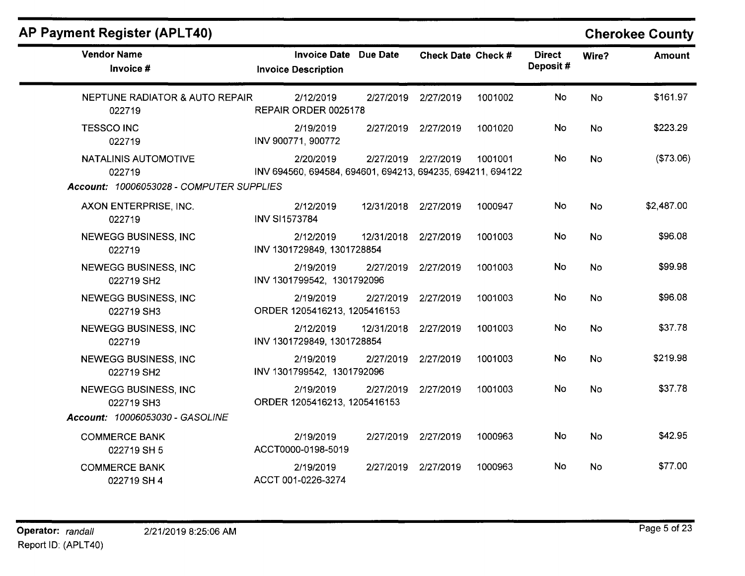# AP Payment Register (APLT40)

## Cherokee County

| Vendor Name / Invoice # | Invoice Date / Invoice Description | Due Date | Check Date | Check # | Direct Deposit # | Wire? | Amount |
|---|---|---|---|---|---|---|---|
| NEPTUNE RADIATOR & AUTO REPAIR 022719 | 2/12/2019 REPAIR ORDER 0025178 | 2/27/2019 | 2/27/2019 | 1001002 | No | No | $161.97 |
| TESSCO INC 022719 | 2/19/2019 INV 900771, 900772 | 2/27/2019 | 2/27/2019 | 1001020 | No | No | $223.29 |
| NATALINIS AUTOMOTIVE 022719 | 2/20/2019 INV 694560, 694584, 694601, 694213, 694235, 694211, 694122 | 2/27/2019 | 2/27/2019 | 1001001 | No | No | ($73.06) |
| ***Account:* 10006053028 - COMPUTER SUPPLIES** | | | | | | | |
| AXON ENTERPRISE, INC. 022719 | 2/12/2019 INV SI1573784 | 12/31/2018 | 2/27/2019 | 1000947 | No | No | $2,487.00 |
| NEWEGG BUSINESS, INC 022719 | 2/12/2019 INV 1301729849, 1301728854 | 12/31/2018 | 2/27/2019 | 1001003 | No | No | $96.08 |
| NEWEGG BUSINESS, INC 022719 SH2 | 2/19/2019 INV 1301799542, 1301792096 | 2/27/2019 | 2/27/2019 | 1001003 | No | No | $99.98 |
| NEWEGG BUSINESS, INC 022719 SH3 | 2/19/2019 ORDER 1205416213, 1205416153 | 2/27/2019 | 2/27/2019 | 1001003 | No | No | $96.08 |
| NEWEGG BUSINESS, INC 022719 | 2/12/2019 INV 1301729849, 1301728854 | 12/31/2018 | 2/27/2019 | 1001003 | No | No | $37.78 |
| NEWEGG BUSINESS, INC 022719 SH2 | 2/19/2019 INV 1301799542, 1301792096 | 2/27/2019 | 2/27/2019 | 1001003 | No | No | $219.98 |
| NEWEGG BUSINESS, INC 022719 SH3 | 2/19/2019 ORDER 1205416213, 1205416153 | 2/27/2019 | 2/27/2019 | 1001003 | No | No | $37.78 |
| ***Account:* 10006053030 - GASOLINE** | | | | | | | |
| COMMERCE BANK 022719 SH 5 | 2/19/2019 ACCT0000-0198-5019 | 2/27/2019 | 2/27/2019 | 1000963 | No | No | $42.95 |
| COMMERCE BANK 022719 SH 4 | 2/19/2019 ACCT 001-0226-3274 | 2/27/2019 | 2/27/2019 | 1000963 | No | No | $77.00 |

**Operator:** *randall* 2/21/2019 8:25:06 AM
Report ID: (APLT40)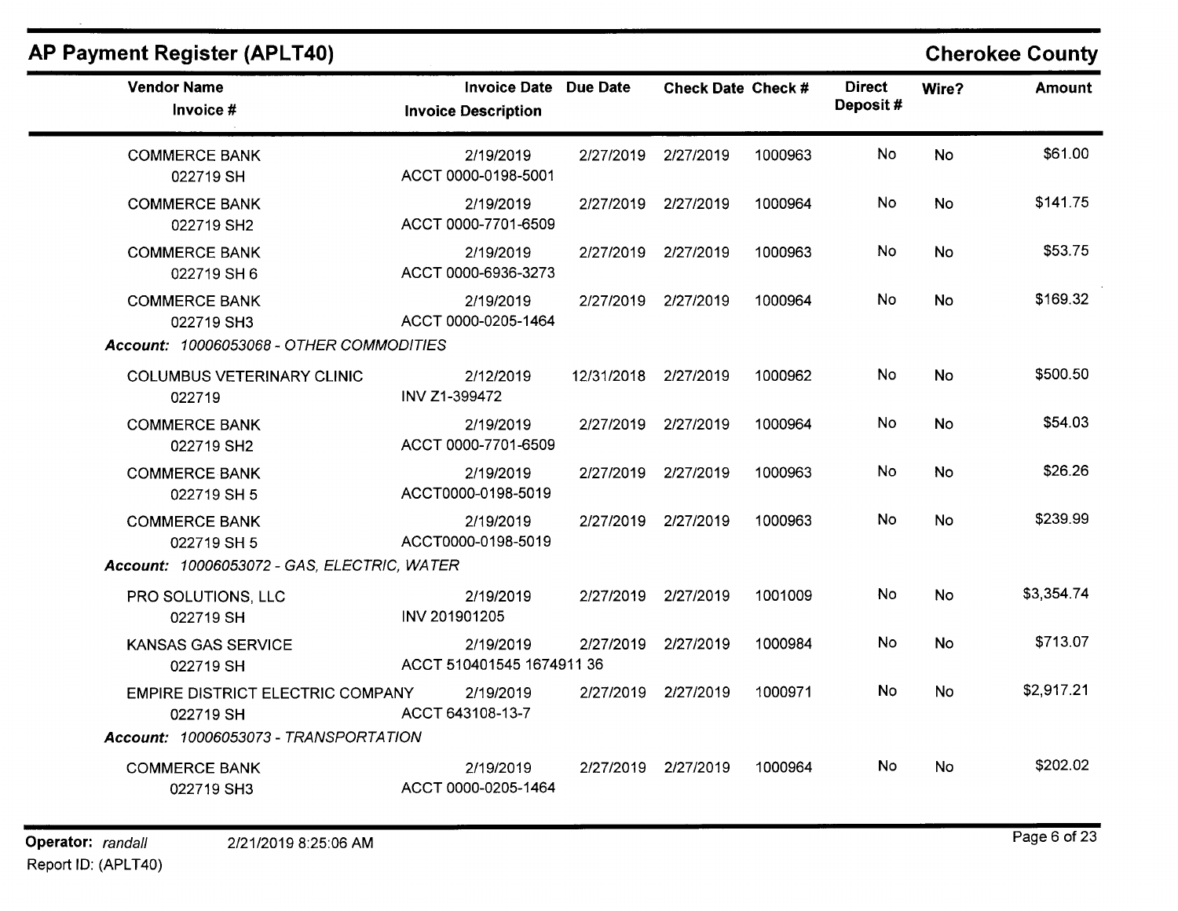## AP Payment Register (APLT40)

**Cherokee County**

| Vendor Name / Invoice # | Invoice Date / Invoice Description | Due Date | Check Date | Check # | Direct Deposit # | Wire? | Amount |
|---|---|---|---|---|---|---|---|
| COMMERCE BANK<br>022719 SH | 2/19/2019<br>ACCT 0000-0198-5001 | 2/27/2019 | 2/27/2019 | 1000963 | No | No | $61.00 |
| COMMERCE BANK<br>022719 SH2 | 2/19/2019<br>ACCT 0000-7701-6509 | 2/27/2019 | 2/27/2019 | 1000964 | No | No | $141.75 |
| COMMERCE BANK<br>022719 SH 6 | 2/19/2019<br>ACCT 0000-6936-3273 | 2/27/2019 | 2/27/2019 | 1000963 | No | No | $53.75 |
| COMMERCE BANK<br>022719 SH3 | 2/19/2019<br>ACCT 0000-0205-1464 | 2/27/2019 | 2/27/2019 | 1000964 | No | No | $169.32 |
| ***Account:** 10006053068 - OTHER COMMODITIES* | | | | | | | |
| COLUMBUS VETERINARY CLINIC<br>022719 | 2/12/2019<br>INV Z1-399472 | 12/31/2018 | 2/27/2019 | 1000962 | No | No | $500.50 |
| COMMERCE BANK<br>022719 SH2 | 2/19/2019<br>ACCT 0000-7701-6509 | 2/27/2019 | 2/27/2019 | 1000964 | No | No | $54.03 |
| COMMERCE BANK<br>022719 SH 5 | 2/19/2019<br>ACCT0000-0198-5019 | 2/27/2019 | 2/27/2019 | 1000963 | No | No | $26.26 |
| COMMERCE BANK<br>022719 SH 5 | 2/19/2019<br>ACCT0000-0198-5019 | 2/27/2019 | 2/27/2019 | 1000963 | No | No | $239.99 |
| ***Account:** 10006053072 - GAS, ELECTRIC, WATER* | | | | | | | |
| PRO SOLUTIONS, LLC<br>022719 SH | 2/19/2019<br>INV 201901205 | 2/27/2019 | 2/27/2019 | 1001009 | No | No | $3,354.74 |
| KANSAS GAS SERVICE<br>022719 SH | 2/19/2019<br>ACCT 510401545 1674911 36 | 2/27/2019 | 2/27/2019 | 1000984 | No | No | $713.07 |
| EMPIRE DISTRICT ELECTRIC COMPANY<br>022719 SH | 2/19/2019<br>ACCT 643108-13-7 | 2/27/2019 | 2/27/2019 | 1000971 | No | No | $2,917.21 |
| ***Account:** 10006053073 - TRANSPORTATION* | | | | | | | |
| COMMERCE BANK<br>022719 SH3 | 2/19/2019<br>ACCT 0000-0205-1464 | 2/27/2019 | 2/27/2019 | 1000964 | No | No | $202.02 |

**Operator:** *randall* 2/21/2019 8:25:06 AM
Report ID: (APLT40)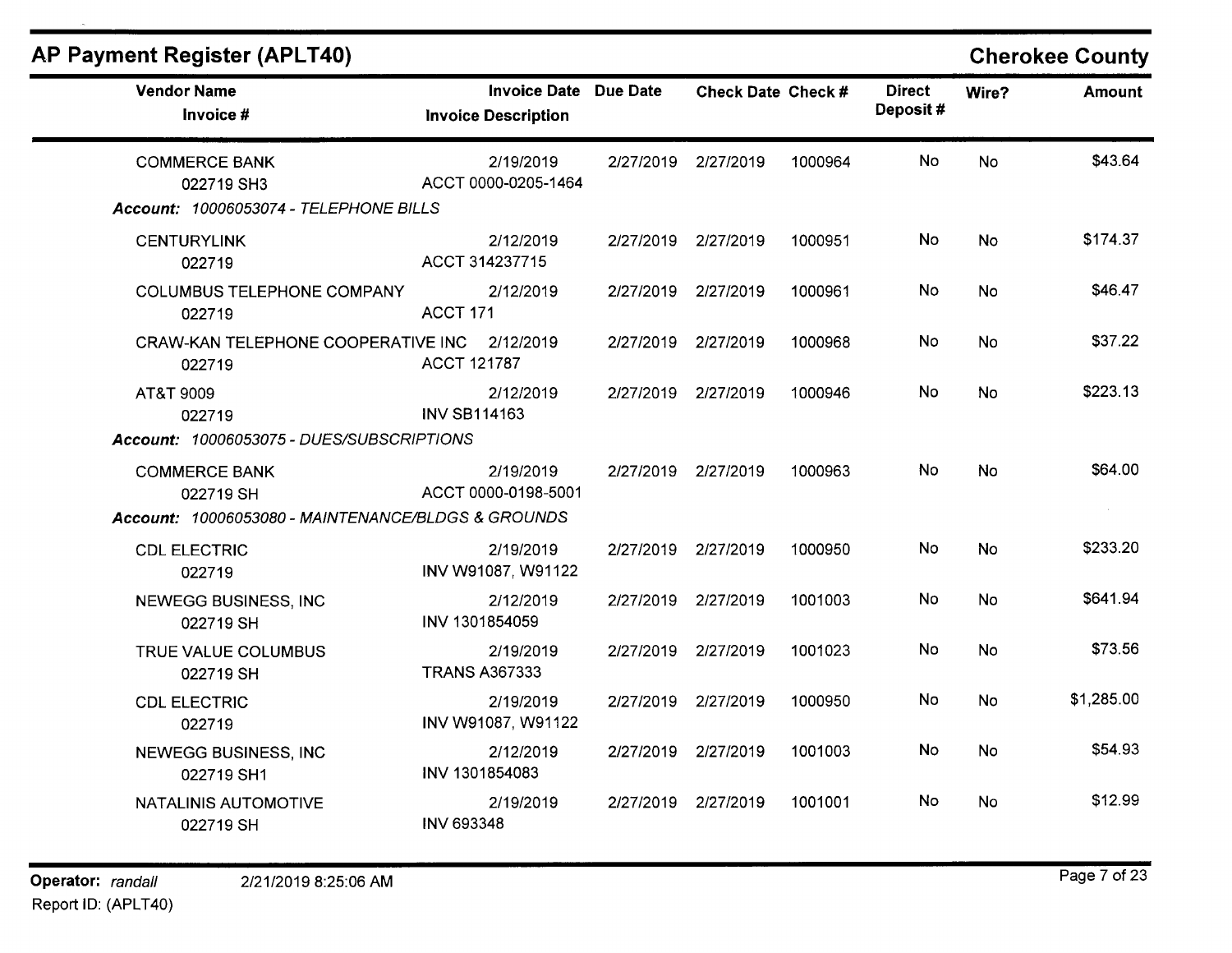## AP Payment Register (APLT40)

**Cherokee County**

| Vendor Name / Invoice # | Invoice Date / Invoice Description | Due Date | Check Date | Check # | Direct Deposit # | Wire? | Amount |
|---|---|---|---|---|---|---|---|
| COMMERCE BANK<br>022719 SH3 | 2/19/2019<br>ACCT 0000-0205-1464 | 2/27/2019 | 2/27/2019 | 1000964 | No | No | $43.64 |
| ***Account:*** *10006053074 - TELEPHONE BILLS* | | | | | | | |
| CENTURYLINK<br>022719 | 2/12/2019<br>ACCT 314237715 | 2/27/2019 | 2/27/2019 | 1000951 | No | No | $174.37 |
| COLUMBUS TELEPHONE COMPANY<br>022719 | 2/12/2019<br>ACCT 171 | 2/27/2019 | 2/27/2019 | 1000961 | No | No | $46.47 |
| CRAW-KAN TELEPHONE COOPERATIVE INC<br>022719 | 2/12/2019<br>ACCT 121787 | 2/27/2019 | 2/27/2019 | 1000968 | No | No | $37.22 |
| AT&T 9009<br>022719 | 2/12/2019<br>INV SB114163 | 2/27/2019 | 2/27/2019 | 1000946 | No | No | $223.13 |
| ***Account:*** *10006053075 - DUES/SUBSCRIPTIONS* | | | | | | | |
| COMMERCE BANK<br>022719 SH | 2/19/2019<br>ACCT 0000-0198-5001 | 2/27/2019 | 2/27/2019 | 1000963 | No | No | $64.00 |
| ***Account:*** *10006053080 - MAINTENANCE/BLDGS & GROUNDS* | | | | | | | |
| CDL ELECTRIC<br>022719 | 2/19/2019<br>INV W91087, W91122 | 2/27/2019 | 2/27/2019 | 1000950 | No | No | $233.20 |
| NEWEGG BUSINESS, INC<br>022719 SH | 2/12/2019<br>INV 1301854059 | 2/27/2019 | 2/27/2019 | 1001003 | No | No | $641.94 |
| TRUE VALUE COLUMBUS<br>022719 SH | 2/19/2019<br>TRANS A367333 | 2/27/2019 | 2/27/2019 | 1001023 | No | No | $73.56 |
| CDL ELECTRIC<br>022719 | 2/19/2019<br>INV W91087, W91122 | 2/27/2019 | 2/27/2019 | 1000950 | No | No | $1,285.00 |
| NEWEGG BUSINESS, INC<br>022719 SH1 | 2/12/2019<br>INV 1301854083 | 2/27/2019 | 2/27/2019 | 1001003 | No | No | $54.93 |
| NATALINIS AUTOMOTIVE<br>022719 SH | 2/19/2019<br>INV 693348 | 2/27/2019 | 2/27/2019 | 1001001 | No | No | $12.99 |

**Operator:** *randall* 2/21/2019 8:25:06 AM
Report ID: (APLT40)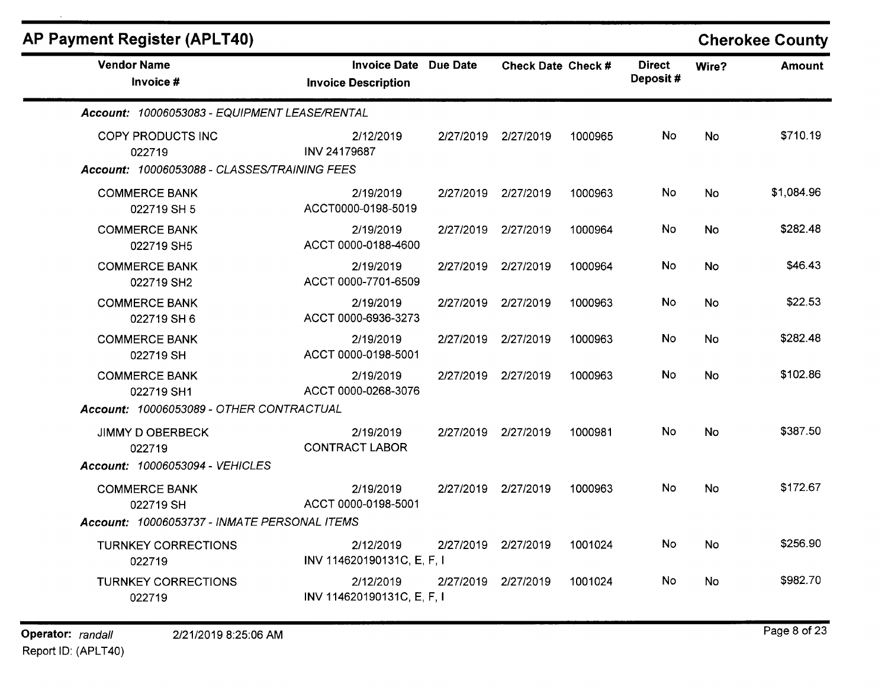## AP Payment Register (APLT40)

**Cherokee County**

| Vendor Name / Invoice # | Invoice Date / Invoice Description | Due Date | Check Date | Check # | Direct Deposit # | Wire? | Amount |
|---|---|---|---|---|---|---|---|
| ***Account: 10006053083 - EQUIPMENT LEASE/RENTAL*** | | | | | | | |
| COPY PRODUCTS INC<br>022719 | 2/12/2019<br>INV 24179687 | 2/27/2019 | 2/27/2019 | 1000965 | No | No | $710.19 |
| ***Account: 10006053088 - CLASSES/TRAINING FEES*** | | | | | | | |
| COMMERCE BANK<br>022719 SH 5 | 2/19/2019<br>ACCT0000-0198-5019 | 2/27/2019 | 2/27/2019 | 1000963 | No | No | $1,084.96 |
| COMMERCE BANK<br>022719 SH5 | 2/19/2019<br>ACCT 0000-0188-4600 | 2/27/2019 | 2/27/2019 | 1000964 | No | No | $282.48 |
| COMMERCE BANK<br>022719 SH2 | 2/19/2019<br>ACCT 0000-7701-6509 | 2/27/2019 | 2/27/2019 | 1000964 | No | No | $46.43 |
| COMMERCE BANK<br>022719 SH 6 | 2/19/2019<br>ACCT 0000-6936-3273 | 2/27/2019 | 2/27/2019 | 1000963 | No | No | $22.53 |
| COMMERCE BANK<br>022719 SH | 2/19/2019<br>ACCT 0000-0198-5001 | 2/27/2019 | 2/27/2019 | 1000963 | No | No | $282.48 |
| COMMERCE BANK<br>022719 SH1 | 2/19/2019<br>ACCT 0000-0268-3076 | 2/27/2019 | 2/27/2019 | 1000963 | No | No | $102.86 |
| ***Account: 10006053089 - OTHER CONTRACTUAL*** | | | | | | | |
| JIMMY D OBERBECK<br>022719 | 2/19/2019<br>CONTRACT LABOR | 2/27/2019 | 2/27/2019 | 1000981 | No | No | $387.50 |
| ***Account: 10006053094 - VEHICLES*** | | | | | | | |
| COMMERCE BANK<br>022719 SH | 2/19/2019<br>ACCT 0000-0198-5001 | 2/27/2019 | 2/27/2019 | 1000963 | No | No | $172.67 |
| ***Account: 10006053737 - INMATE PERSONAL ITEMS*** | | | | | | | |
| TURNKEY CORRECTIONS<br>022719 | 2/12/2019<br>INV 114620190131C, E, F, I | 2/27/2019 | 2/27/2019 | 1001024 | No | No | $256.90 |
| TURNKEY CORRECTIONS<br>022719 | 2/12/2019<br>INV 114620190131C, E, F, I | 2/27/2019 | 2/27/2019 | 1001024 | No | No | $982.70 |

**Operator:** *randall* 2/21/2019 8:25:06 AM

Report ID: (APLT40)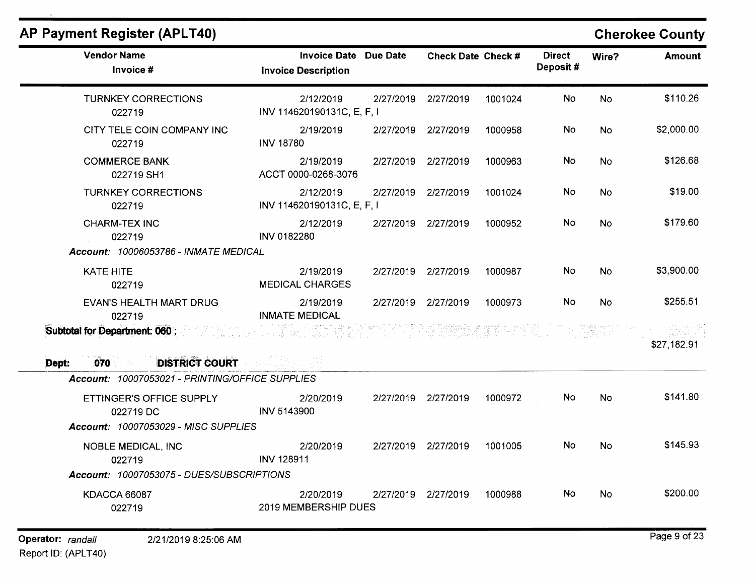## AP Payment Register (APLT40)

**Cherokee County**

| Vendor Name / Invoice # | Invoice Date / Invoice Description | Due Date | Check Date | Check # | Direct Deposit # | Wire? | Amount |
|---|---|---|---|---|---|---|---|
| TURNKEY CORRECTIONS<br>022719 | 2/12/2019<br>INV 114620190131C, E, F, I | 2/27/2019 | 2/27/2019 | 1001024 | No | No | $110.26 |
| CITY TELE COIN COMPANY INC<br>022719 | 2/19/2019<br>INV 18780 | 2/27/2019 | 2/27/2019 | 1000958 | No | No | $2,000.00 |
| COMMERCE BANK<br>022719 SH1 | 2/19/2019<br>ACCT 0000-0268-3076 | 2/27/2019 | 2/27/2019 | 1000963 | No | No | $126.68 |
| TURNKEY CORRECTIONS<br>022719 | 2/12/2019<br>INV 114620190131C, E, F, I | 2/27/2019 | 2/27/2019 | 1001024 | No | No | $19.00 |
| CHARM-TEX INC<br>022719 | 2/12/2019<br>INV 0182280 | 2/27/2019 | 2/27/2019 | 1000952 | No | No | $179.60 |
| ***Account:** 10006053786 - INMATE MEDICAL* | | | | | | | |
| KATE HITE<br>022719 | 2/19/2019<br>MEDICAL CHARGES | 2/27/2019 | 2/27/2019 | 1000987 | No | No | $3,900.00 |
| EVAN'S HEALTH MART DRUG<br>022719 | 2/19/2019<br>INMATE MEDICAL | 2/27/2019 | 2/27/2019 | 1000973 | No | No | $255.51 |
| **Subtotal for Department: 060 :** | | | | | | | $27,182.91 |
| **Dept: 070 DISTRICT COURT** | | | | | | | |
| ***Account:** 10007053021 - PRINTING/OFFICE SUPPLIES* | | | | | | | |
| ETTINGER'S OFFICE SUPPLY<br>022719 DC | 2/20/2019<br>INV 5143900 | 2/27/2019 | 2/27/2019 | 1000972 | No | No | $141.80 |
| ***Account:** 10007053029 - MISC SUPPLIES* | | | | | | | |
| NOBLE MEDICAL, INC<br>022719 | 2/20/2019<br>INV 128911 | 2/27/2019 | 2/27/2019 | 1001005 | No | No | $145.93 |
| ***Account:** 10007053075 - DUES/SUBSCRIPTIONS* | | | | | | | |
| KDACCA 66087<br>022719 | 2/20/2019<br>2019 MEMBERSHIP DUES | 2/27/2019 | 2/27/2019 | 1000988 | No | No | $200.00 |

**Operator:** *randall* 2/21/2019 8:25:06 AM
Report ID: (APLT40)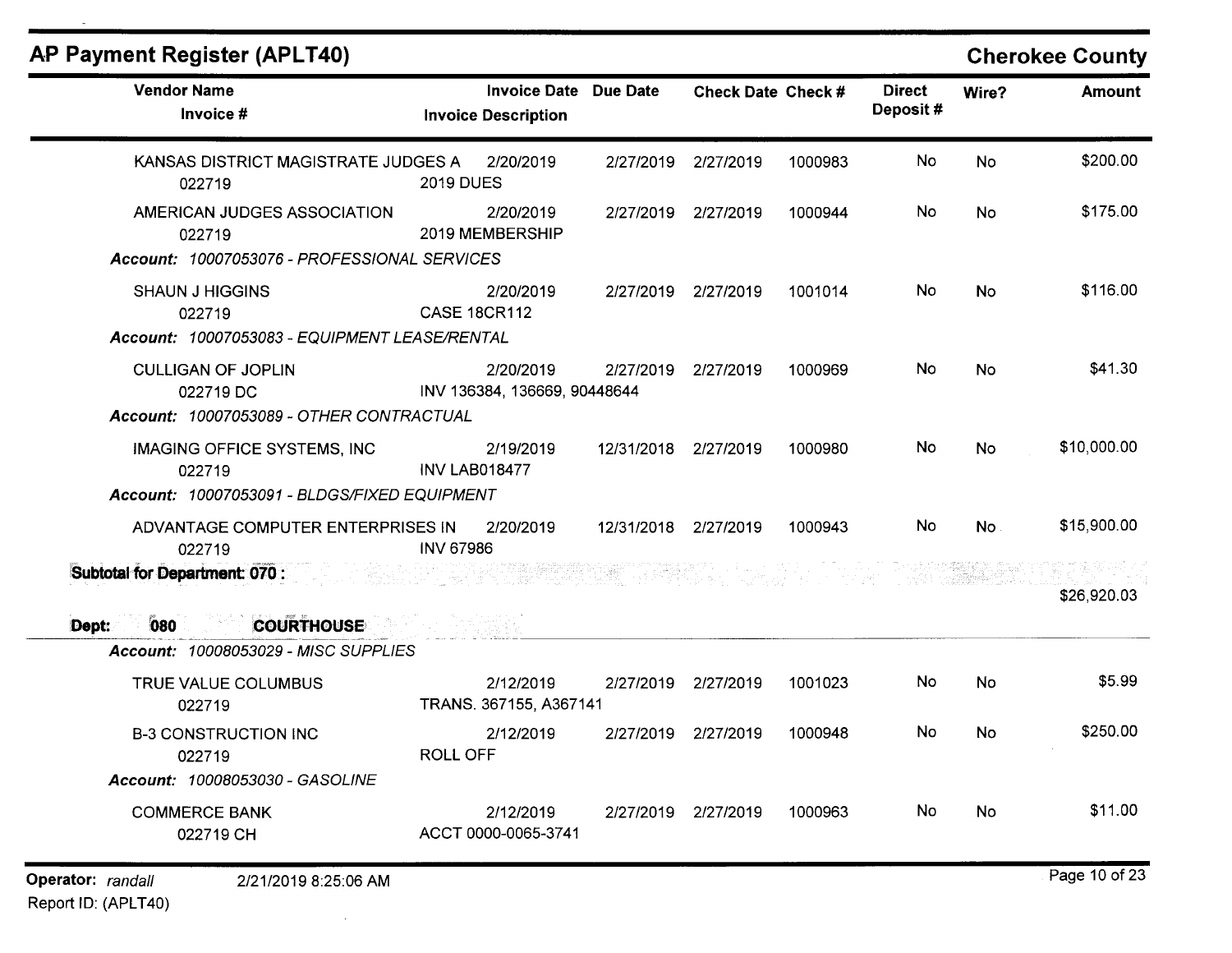## AP Payment Register (APLT40)

**Cherokee County**

| Vendor Name / Invoice # | Invoice Date / Invoice Description | Due Date | Check Date | Check # | Direct Deposit # | Wire? | Amount |
|---|---|---|---|---|---|---|---|
| KANSAS DISTRICT MAGISTRATE JUDGES A | 2/20/2019 | 2/27/2019 | 2/27/2019 | 1000983 | No | No | $200.00 |
| 022719 | 2019 DUES | | | | | | |
| AMERICAN JUDGES ASSOCIATION | 2/20/2019 | 2/27/2019 | 2/27/2019 | 1000944 | No | No | $175.00 |
| 022719 | 2019 MEMBERSHIP | | | | | | |
| ***Account: 10007053076 - PROFESSIONAL SERVICES*** | | | | | | | |
| SHAUN J HIGGINS | 2/20/2019 | 2/27/2019 | 2/27/2019 | 1001014 | No | No | $116.00 |
| 022719 | CASE 18CR112 | | | | | | |
| ***Account: 10007053083 - EQUIPMENT LEASE/RENTAL*** | | | | | | | |
| CULLIGAN OF JOPLIN | 2/20/2019 | 2/27/2019 | 2/27/2019 | 1000969 | No | No | $41.30 |
| 022719 DC | INV 136384, 136669, 90448644 | | | | | | |
| ***Account: 10007053089 - OTHER CONTRACTUAL*** | | | | | | | |
| IMAGING OFFICE SYSTEMS, INC | 2/19/2019 | 12/31/2018 | 2/27/2019 | 1000980 | No | No | $10,000.00 |
| 022719 | INV LAB018477 | | | | | | |
| ***Account: 10007053091 - BLDGS/FIXED EQUIPMENT*** | | | | | | | |
| ADVANTAGE COMPUTER ENTERPRISES IN | 2/20/2019 | 12/31/2018 | 2/27/2019 | 1000943 | No | No | $15,900.00 |
| 022719 | INV 67986 | | | | | | |
| **Subtotal for Department: 070 :** | | | | | | | $26,920.03 |

**Dept: 080 COURTHOUSE**

| Vendor Name / Invoice # | Invoice Date / Invoice Description | Due Date | Check Date | Check # | Direct Deposit # | Wire? | Amount |
|---|---|---|---|---|---|---|---|
| ***Account: 10008053029 - MISC SUPPLIES*** | | | | | | | |
| TRUE VALUE COLUMBUS | 2/12/2019 | 2/27/2019 | 2/27/2019 | 1001023 | No | No | $5.99 |
| 022719 | TRANS. 367155, A367141 | | | | | | |
| B-3 CONSTRUCTION INC | 2/12/2019 | 2/27/2019 | 2/27/2019 | 1000948 | No | No | $250.00 |
| 022719 | ROLL OFF | | | | | | |
| ***Account: 10008053030 - GASOLINE*** | | | | | | | |
| COMMERCE BANK | 2/12/2019 | 2/27/2019 | 2/27/2019 | 1000963 | No | No | $11.00 |
| 022719 CH | ACCT 0000-0065-3741 | | | | | | |

**Operator:** *randall* 2/21/2019 8:25:06 AM

Report ID: (APLT40)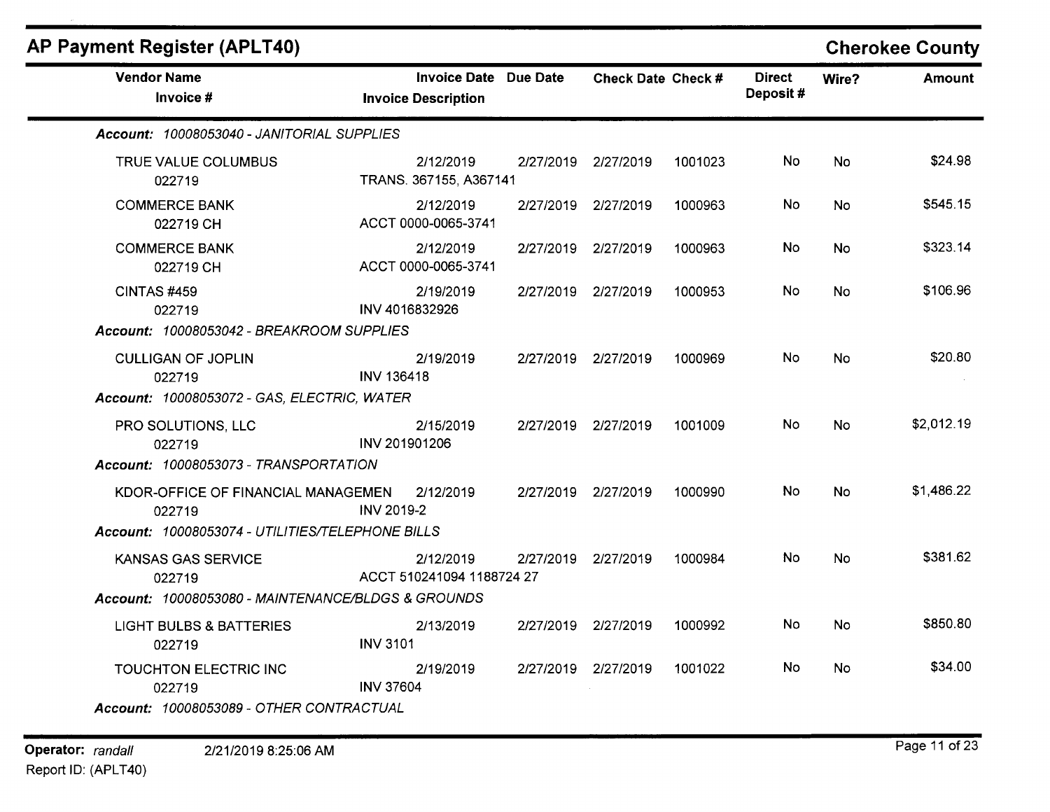## AP Payment Register (APLT40)

**Cherokee County**

| Vendor Name / Invoice # | Invoice Date / Invoice Description | Due Date | Check Date | Check # | Direct Deposit # | Wire? | Amount |
|---|---|---|---|---|---|---|---|
| ***Account: 10008053040 - JANITORIAL SUPPLIES*** | | | | | | | |
| TRUE VALUE COLUMBUS<br>022719 | 2/12/2019<br>TRANS. 367155, A367141 | 2/27/2019 | 2/27/2019 | 1001023 | No | No | $24.98 |
| COMMERCE BANK<br>022719 CH | 2/12/2019<br>ACCT 0000-0065-3741 | 2/27/2019 | 2/27/2019 | 1000963 | No | No | $545.15 |
| COMMERCE BANK<br>022719 CH | 2/12/2019<br>ACCT 0000-0065-3741 | 2/27/2019 | 2/27/2019 | 1000963 | No | No | $323.14 |
| CINTAS #459<br>022719 | 2/19/2019<br>INV 4016832926 | 2/27/2019 | 2/27/2019 | 1000953 | No | No | $106.96 |
| ***Account: 10008053042 - BREAKROOM SUPPLIES*** | | | | | | | |
| CULLIGAN OF JOPLIN<br>022719 | 2/19/2019<br>INV 136418 | 2/27/2019 | 2/27/2019 | 1000969 | No | No | $20.80 |
| ***Account: 10008053072 - GAS, ELECTRIC, WATER*** | | | | | | | |
| PRO SOLUTIONS, LLC<br>022719 | 2/15/2019<br>INV 201901206 | 2/27/2019 | 2/27/2019 | 1001009 | No | No | $2,012.19 |
| ***Account: 10008053073 - TRANSPORTATION*** | | | | | | | |
| KDOR-OFFICE OF FINANCIAL MANAGEMEN<br>022719 | 2/12/2019<br>INV 2019-2 | 2/27/2019 | 2/27/2019 | 1000990 | No | No | $1,486.22 |
| ***Account: 10008053074 - UTILITIES/TELEPHONE BILLS*** | | | | | | | |
| KANSAS GAS SERVICE<br>022719 | 2/12/2019<br>ACCT 510241094 1188724 27 | 2/27/2019 | 2/27/2019 | 1000984 | No | No | $381.62 |
| ***Account: 10008053080 - MAINTENANCE/BLDGS & GROUNDS*** | | | | | | | |
| LIGHT BULBS & BATTERIES<br>022719 | 2/13/2019<br>INV 3101 | 2/27/2019 | 2/27/2019 | 1000992 | No | No | $850.80 |
| TOUCHTON ELECTRIC INC<br>022719 | 2/19/2019<br>INV 37604 | 2/27/2019 | 2/27/2019 | 1001022 | No | No | $34.00 |
| ***Account: 10008053089 - OTHER CONTRACTUAL*** | | | | | | | |

**Operator:** *randall* 2/21/2019 8:25:06 AM

Report ID: (APLT40)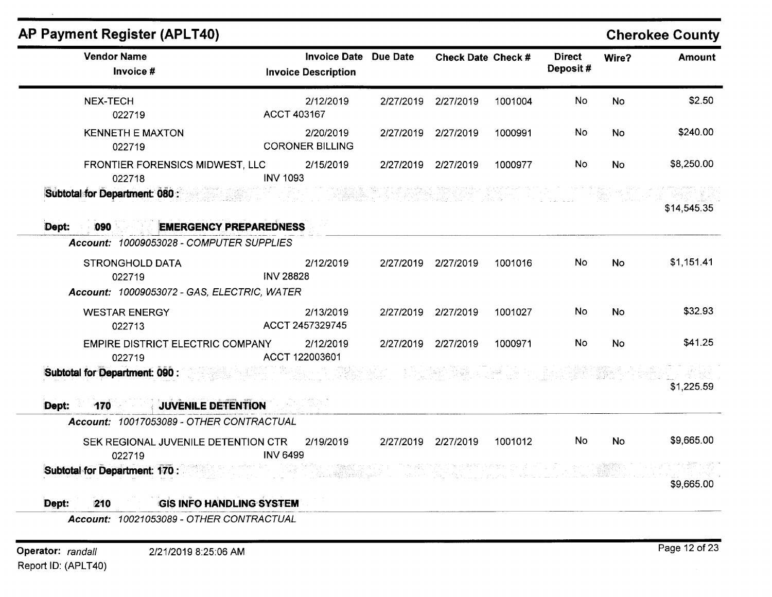## AP Payment Register (APLT40)

**Cherokee County**

| Vendor Name / Invoice # | Invoice Date / Invoice Description | Due Date | Check Date | Check # | Direct Deposit # | Wire? | Amount |
|---|---|---|---|---|---|---|---|
| NEX-TECH | 2/12/2019 | 2/27/2019 | 2/27/2019 | 1001004 | No | No | $2.50 |
| 022719 | ACCT 403167 | | | | | | |
| KENNETH E MAXTON | 2/20/2019 | 2/27/2019 | 2/27/2019 | 1000991 | No | No | $240.00 |
| 022719 | CORONER BILLING | | | | | | |
| FRONTIER FORENSICS MIDWEST, LLC | 2/15/2019 | 2/27/2019 | 2/27/2019 | 1000977 | No | No | $8,250.00 |
| 022718 | INV 1093 | | | | | | |
| **Subtotal for Department: 080 :** | | | | | | | $14,545.35 |

**Dept: 090 EMERGENCY PREPAREDNESS**

*Account: 10009053028 - COMPUTER SUPPLIES*

| Vendor Name / Invoice # | Invoice Date / Invoice Description | Due Date | Check Date | Check # | Direct Deposit # | Wire? | Amount |
|---|---|---|---|---|---|---|---|
| STRONGHOLD DATA | 2/12/2019 | 2/27/2019 | 2/27/2019 | 1001016 | No | No | $1,151.41 |
| 022719 | INV 28828 | | | | | | |

*Account: 10009053072 - GAS, ELECTRIC, WATER*

| Vendor Name / Invoice # | Invoice Date / Invoice Description | Due Date | Check Date | Check # | Direct Deposit # | Wire? | Amount |
|---|---|---|---|---|---|---|---|
| WESTAR ENERGY | 2/13/2019 | 2/27/2019 | 2/27/2019 | 1001027 | No | No | $32.93 |
| 022713 | ACCT 2457329745 | | | | | | |
| EMPIRE DISTRICT ELECTRIC COMPANY | 2/12/2019 | 2/27/2019 | 2/27/2019 | 1000971 | No | No | $41.25 |
| 022719 | ACCT 122003601 | | | | | | |
| **Subtotal for Department: 090 :** | | | | | | | $1,225.59 |

**Dept: 170 JUVENILE DETENTION**

*Account: 10017053089 - OTHER CONTRACTUAL*

| Vendor Name / Invoice # | Invoice Date / Invoice Description | Due Date | Check Date | Check # | Direct Deposit # | Wire? | Amount |
|---|---|---|---|---|---|---|---|
| SEK REGIONAL JUVENILE DETENTION CTR | 2/19/2019 | 2/27/2019 | 2/27/2019 | 1001012 | No | No | $9,665.00 |
| 022719 | INV 6499 | | | | | | |
| **Subtotal for Department: 170 :** | | | | | | | $9,665.00 |

**Dept: 210 GIS INFO HANDLING SYSTEM**

*Account: 10021053089 - OTHER CONTRACTUAL*

Operator: *randall* 2/21/2019 8:25:06 AM

Report ID: (APLT40)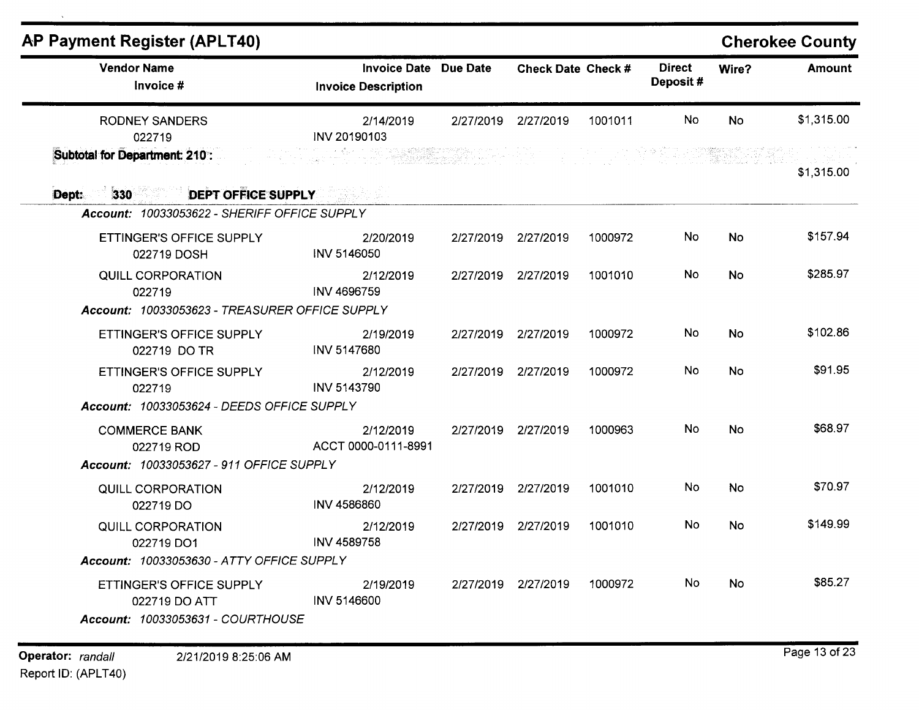## AP Payment Register (APLT40)

**Cherokee County**

| Vendor Name / Invoice # | Invoice Date / Invoice Description | Due Date | Check Date | Check # | Direct Deposit # | Wire? | Amount |
|---|---|---|---|---|---|---|---|
| RODNEY SANDERS<br>022719 | 2/14/2019<br>INV 20190103 | 2/27/2019 | 2/27/2019 | 1001011 | No | No | $1,315.00 |
| **Subtotal for Department: 210 :** | | | | | | | $1,315.00 |

**Dept: 330 DEPT OFFICE SUPPLY**

| Vendor Name / Invoice # | Invoice Date / Invoice Description | Due Date | Check Date | Check # | Direct Deposit # | Wire? | Amount |
|---|---|---|---|---|---|---|---|
| ***Account: 10033053622 - SHERIFF OFFICE SUPPLY*** | | | | | | | |
| ETTINGER'S OFFICE SUPPLY<br>022719 DOSH | 2/20/2019<br>INV 5146050 | 2/27/2019 | 2/27/2019 | 1000972 | No | No | $157.94 |
| QUILL CORPORATION<br>022719 | 2/12/2019<br>INV 4696759 | 2/27/2019 | 2/27/2019 | 1001010 | No | No | $285.97 |
| ***Account: 10033053623 - TREASURER OFFICE SUPPLY*** | | | | | | | |
| ETTINGER'S OFFICE SUPPLY<br>022719 DO TR | 2/19/2019<br>INV 5147680 | 2/27/2019 | 2/27/2019 | 1000972 | No | No | $102.86 |
| ETTINGER'S OFFICE SUPPLY<br>022719 | 2/12/2019<br>INV 5143790 | 2/27/2019 | 2/27/2019 | 1000972 | No | No | $91.95 |
| ***Account: 10033053624 - DEEDS OFFICE SUPPLY*** | | | | | | | |
| COMMERCE BANK<br>022719 ROD | 2/12/2019<br>ACCT 0000-0111-8991 | 2/27/2019 | 2/27/2019 | 1000963 | No | No | $68.97 |
| ***Account: 10033053627 - 911 OFFICE SUPPLY*** | | | | | | | |
| QUILL CORPORATION<br>022719 DO | 2/12/2019<br>INV 4586860 | 2/27/2019 | 2/27/2019 | 1001010 | No | No | $70.97 |
| QUILL CORPORATION<br>022719 DO1 | 2/12/2019<br>INV 4589758 | 2/27/2019 | 2/27/2019 | 1001010 | No | No | $149.99 |
| ***Account: 10033053630 - ATTY OFFICE SUPPLY*** | | | | | | | |
| ETTINGER'S OFFICE SUPPLY<br>022719 DO ATT | 2/19/2019<br>INV 5146600 | 2/27/2019 | 2/27/2019 | 1000972 | No | No | $85.27 |
| ***Account: 10033053631 - COURTHOUSE*** | | | | | | | |

**Operator:** *randall* 2/21/2019 8:25:06 AM
Report ID: (APLT40)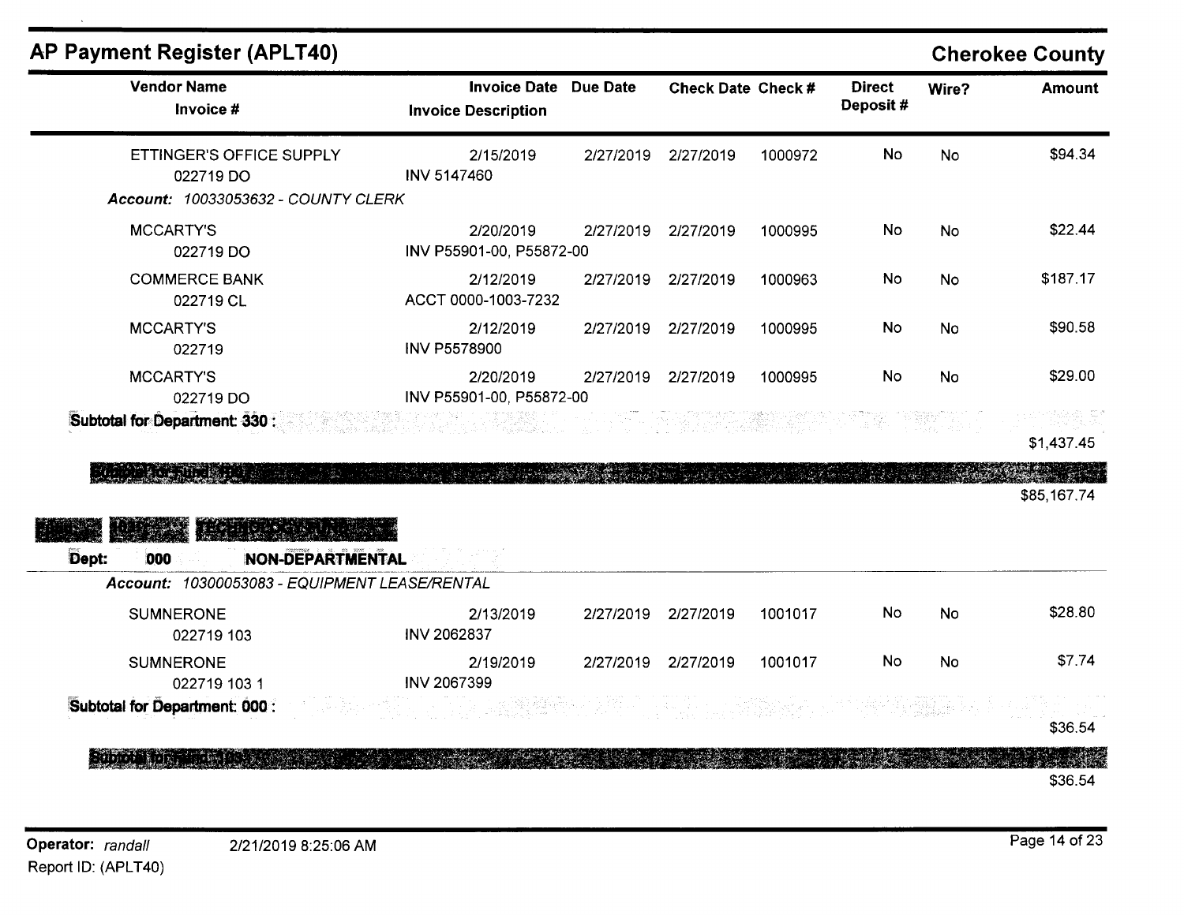## AP Payment Register (APLT40)

**Cherokee County**

| Vendor Name / Invoice # | Invoice Date / Invoice Description | Due Date | Check Date | Check # | Direct Deposit # | Wire? | Amount |
|---|---|---|---|---|---|---|---|
| ETTINGER'S OFFICE SUPPLY<br>022719 DO | 2/15/2019<br>INV 5147460 | 2/27/2019 | 2/27/2019 | 1000972 | No | No | $94.34 |

*Account: 10033053632 - COUNTY CLERK*

| Vendor Name / Invoice # | Invoice Date / Invoice Description | Due Date | Check Date | Check # | Direct Deposit # | Wire? | Amount |
|---|---|---|---|---|---|---|---|
| MCCARTY'S<br>022719 DO | 2/20/2019<br>INV P55901-00, P55872-00 | 2/27/2019 | 2/27/2019 | 1000995 | No | No | $22.44 |
| COMMERCE BANK<br>022719 CL | 2/12/2019<br>ACCT 0000-1003-7232 | 2/27/2019 | 2/27/2019 | 1000963 | No | No | $187.17 |
| MCCARTY'S<br>022719 | 2/12/2019<br>INV P5578900 | 2/27/2019 | 2/27/2019 | 1000995 | No | No | $90.58 |
| MCCARTY'S<br>022719 DO | 2/20/2019<br>INV P55901-00, P55872-00 | 2/27/2019 | 2/27/2019 | 1000995 | No | No | $29.00 |

**Subtotal for Department: 330 :** $1,437.45

**Subtotal for Fund: 100 :** $85,167.74

**Fund: 103 TECHNOLOGY FUND**

**Dept: 000 NON-DEPARTMENTAL**

*Account: 10300053083 - EQUIPMENT LEASE/RENTAL*

| Vendor Name / Invoice # | Invoice Date / Invoice Description | Due Date | Check Date | Check # | Direct Deposit # | Wire? | Amount |
|---|---|---|---|---|---|---|---|
| SUMNERONE<br>022719 103 | 2/13/2019<br>INV 2062837 | 2/27/2019 | 2/27/2019 | 1001017 | No | No | $28.80 |
| SUMNERONE<br>022719 103 1 | 2/19/2019<br>INV 2067399 | 2/27/2019 | 2/27/2019 | 1001017 | No | No | $7.74 |

**Subtotal for Department: 000 :** $36.54

**Subtotal for Fund: 103 :** $36.54

Operator: *randall* 2/21/2019 8:25:06 AM

Report ID: (APLT40)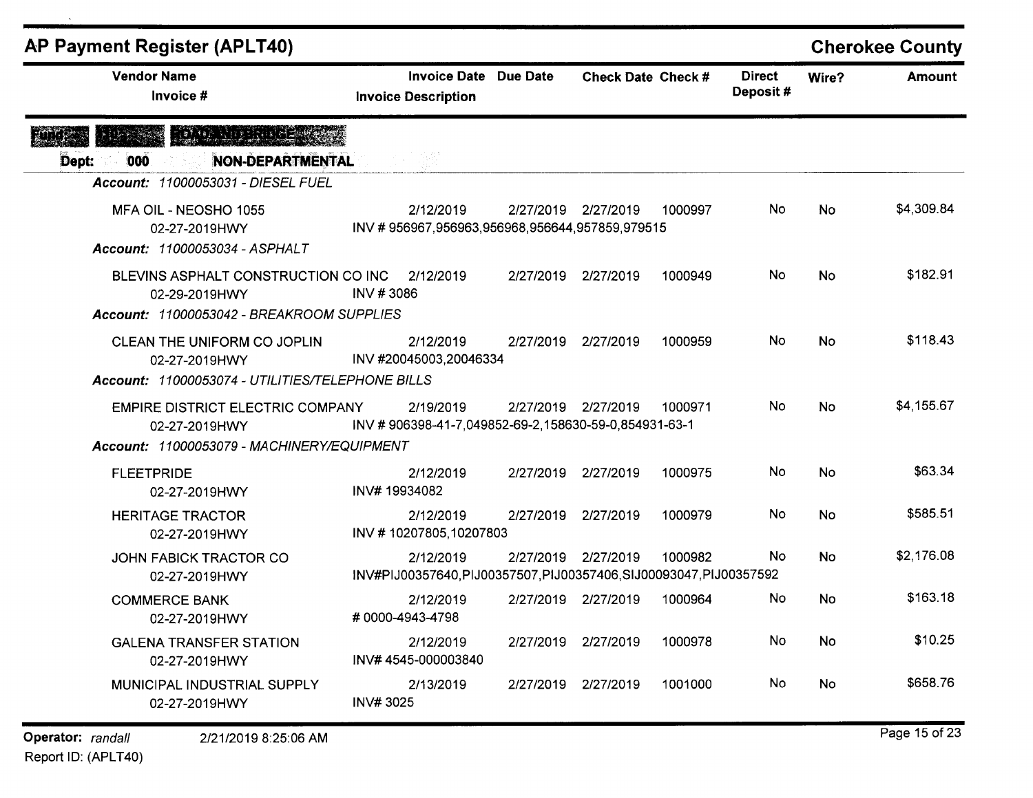## AP Payment Register (APLT40)

**Cherokee County**

**Fund: 102 ROAD AND BRIDGE**

**Dept: 000 NON-DEPARTMENTAL**

| Vendor Name / Invoice # | Invoice Date / Invoice Description | Due Date | Check Date | Check # | Direct Deposit # | Wire? | Amount |
|---|---|---|---|---|---|---|---|
| ***Account: 11000053031 - DIESEL FUEL*** | | | | | | | |
| MFA OIL - NEOSHO 1055 | 2/12/2019 | 2/27/2019 | 2/27/2019 | 1000997 | No | No | $4,309.84 |
| 02-27-2019HWY | INV # 956967,956963,956968,956644,957859,979515 | | | | | | |
| ***Account: 11000053034 - ASPHALT*** | | | | | | | |
| BLEVINS ASPHALT CONSTRUCTION CO INC | 2/12/2019 | 2/27/2019 | 2/27/2019 | 1000949 | No | No | $182.91 |
| 02-29-2019HWY | INV # 3086 | | | | | | |
| ***Account: 11000053042 - BREAKROOM SUPPLIES*** | | | | | | | |
| CLEAN THE UNIFORM CO JOPLIN | 2/12/2019 | 2/27/2019 | 2/27/2019 | 1000959 | No | No | $118.43 |
| 02-27-2019HWY | INV #20045003,20046334 | | | | | | |
| ***Account: 11000053074 - UTILITIES/TELEPHONE BILLS*** | | | | | | | |
| EMPIRE DISTRICT ELECTRIC COMPANY | 2/19/2019 | 2/27/2019 | 2/27/2019 | 1000971 | No | No | $4,155.67 |
| 02-27-2019HWY | INV # 906398-41-7,049852-69-2,158630-59-0,854931-63-1 | | | | | | |
| ***Account: 11000053079 - MACHINERY/EQUIPMENT*** | | | | | | | |
| FLEETPRIDE | 2/12/2019 | 2/27/2019 | 2/27/2019 | 1000975 | No | No | $63.34 |
| 02-27-2019HWY | INV# 19934082 | | | | | | |
| HERITAGE TRACTOR | 2/12/2019 | 2/27/2019 | 2/27/2019 | 1000979 | No | No | $585.51 |
| 02-27-2019HWY | INV # 10207805,10207803 | | | | | | |
| JOHN FABICK TRACTOR CO | 2/12/2019 | 2/27/2019 | 2/27/2019 | 1000982 | No | No | $2,176.08 |
| 02-27-2019HWY | INV#PIJ00357640,PIJ00357507,PIJ00357406,SIJ00093047,PIJ00357592 | | | | | | |
| COMMERCE BANK | 2/12/2019 | 2/27/2019 | 2/27/2019 | 1000964 | No | No | $163.18 |
| 02-27-2019HWY | # 0000-4943-4798 | | | | | | |
| GALENA TRANSFER STATION | 2/12/2019 | 2/27/2019 | 2/27/2019 | 1000978 | No | No | $10.25 |
| 02-27-2019HWY | INV# 4545-000003840 | | | | | | |
| MUNICIPAL INDUSTRIAL SUPPLY | 2/13/2019 | 2/27/2019 | 2/27/2019 | 1001000 | No | No | $658.76 |
| 02-27-2019HWY | INV# 3025 | | | | | | |

**Operator:** *randall* 2/21/2019 8:25:06 AM

Report ID: (APLT40)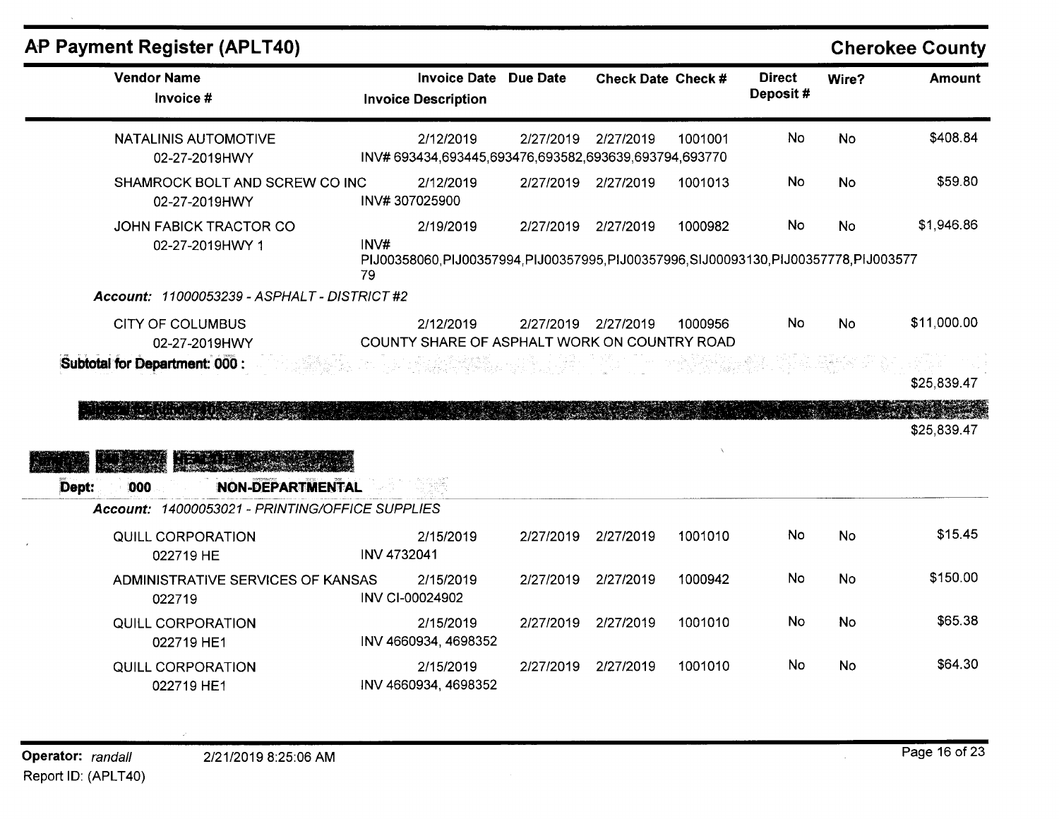## AP Payment Register (APLT40)

**Cherokee County**

| Vendor Name / Invoice # | Invoice Date / Invoice Description | Due Date | Check Date | Check # | Direct Deposit # | Wire? | Amount |
|---|---|---|---|---|---|---|---|
| NATALINIS AUTOMOTIVE<br>02-27-2019HWY | 2/12/2019<br>INV# 693434,693445,693476,693582,693639,693794,693770 | 2/27/2019 | 2/27/2019 | 1001001 | No | No | $408.84 |
| SHAMROCK BOLT AND SCREW CO INC<br>02-27-2019HWY | 2/12/2019<br>INV# 307025900 | 2/27/2019 | 2/27/2019 | 1001013 | No | No | $59.80 |
| JOHN FABICK TRACTOR CO<br>02-27-2019HWY 1 | 2/19/2019<br>INV# PIJ00358060,PIJ00357994,PIJ00357995,PIJ00357996,SIJ00093130,PIJ00357778,PIJ00357779 | 2/27/2019 | 2/27/2019 | 1000982 | No | No | $1,946.86 |

*Account: 11000053239 - ASPHALT - DISTRICT #2*

| Vendor Name / Invoice # | Invoice Date / Invoice Description | Due Date | Check Date | Check # | Direct Deposit # | Wire? | Amount |
|---|---|---|---|---|---|---|---|
| CITY OF COLUMBUS<br>02-27-2019HWY | 2/12/2019<br>COUNTY SHARE OF ASPHALT WORK ON COUNTRY ROAD | 2/27/2019 | 2/27/2019 | 1000956 | No | No | $11,000.00 |

**Subtotal for Department: 000 :** $25,839.47

**Subtotal for Fund: 110:** $25,839.47

**Fund: 140 HEALTH**

**Dept: 000 NON-DEPARTMENTAL**

*Account: 14000053021 - PRINTING/OFFICE SUPPLIES*

| Vendor Name / Invoice # | Invoice Date / Invoice Description | Due Date | Check Date | Check # | Direct Deposit # | Wire? | Amount |
|---|---|---|---|---|---|---|---|
| QUILL CORPORATION<br>022719 HE | 2/15/2019<br>INV 4732041 | 2/27/2019 | 2/27/2019 | 1001010 | No | No | $15.45 |
| ADMINISTRATIVE SERVICES OF KANSAS<br>022719 | 2/15/2019<br>INV CI-00024902 | 2/27/2019 | 2/27/2019 | 1000942 | No | No | $150.00 |
| QUILL CORPORATION<br>022719 HE1 | 2/15/2019<br>INV 4660934, 4698352 | 2/27/2019 | 2/27/2019 | 1001010 | No | No | $65.38 |
| QUILL CORPORATION<br>022719 HE1 | 2/15/2019<br>INV 4660934, 4698352 | 2/27/2019 | 2/27/2019 | 1001010 | No | No | $64.30 |

**Operator:** *randall* 2/21/2019 8:25:06 AM
Report ID: (APLT40)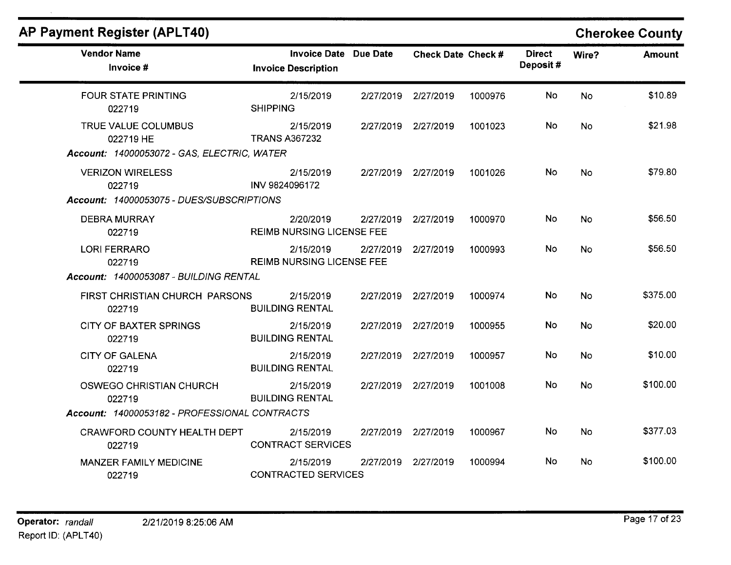## AP Payment Register (APLT40)

**Cherokee County**

| Vendor Name / Invoice # | Invoice Date / Invoice Description | Due Date | Check Date | Check # | Direct Deposit # | Wire? | Amount |
|---|---|---|---|---|---|---|---|
| FOUR STATE PRINTING 022719 | 2/15/2019 SHIPPING | 2/27/2019 | 2/27/2019 | 1000976 | No | No | $10.89 |
| TRUE VALUE COLUMBUS 022719 HE | 2/15/2019 TRANS A367232 | 2/27/2019 | 2/27/2019 | 1001023 | No | No | $21.98 |
| ***Account:** 14000053072 - GAS, ELECTRIC, WATER* | | | | | | | |
| VERIZON WIRELESS 022719 | 2/15/2019 INV 9824096172 | 2/27/2019 | 2/27/2019 | 1001026 | No | No | $79.80 |
| ***Account:** 14000053075 - DUES/SUBSCRIPTIONS* | | | | | | | |
| DEBRA MURRAY 022719 | 2/20/2019 REIMB NURSING LICENSE FEE | 2/27/2019 | 2/27/2019 | 1000970 | No | No | $56.50 |
| LORI FERRARO 022719 | 2/15/2019 REIMB NURSING LICENSE FEE | 2/27/2019 | 2/27/2019 | 1000993 | No | No | $56.50 |
| ***Account:** 14000053087 - BUILDING RENTAL* | | | | | | | |
| FIRST CHRISTIAN CHURCH PARSONS 022719 | 2/15/2019 BUILDING RENTAL | 2/27/2019 | 2/27/2019 | 1000974 | No | No | $375.00 |
| CITY OF BAXTER SPRINGS 022719 | 2/15/2019 BUILDING RENTAL | 2/27/2019 | 2/27/2019 | 1000955 | No | No | $20.00 |
| CITY OF GALENA 022719 | 2/15/2019 BUILDING RENTAL | 2/27/2019 | 2/27/2019 | 1000957 | No | No | $10.00 |
| OSWEGO CHRISTIAN CHURCH 022719 | 2/15/2019 BUILDING RENTAL | 2/27/2019 | 2/27/2019 | 1001008 | No | No | $100.00 |
| ***Account:** 14000053182 - PROFESSIONAL CONTRACTS* | | | | | | | |
| CRAWFORD COUNTY HEALTH DEPT 022719 | 2/15/2019 CONTRACT SERVICES | 2/27/2019 | 2/27/2019 | 1000967 | No | No | $377.03 |
| MANZER FAMILY MEDICINE 022719 | 2/15/2019 CONTRACTED SERVICES | 2/27/2019 | 2/27/2019 | 1000994 | No | No | $100.00 |

**Operator:** *randall* 2/21/2019 8:25:06 AM
Report ID: (APLT40)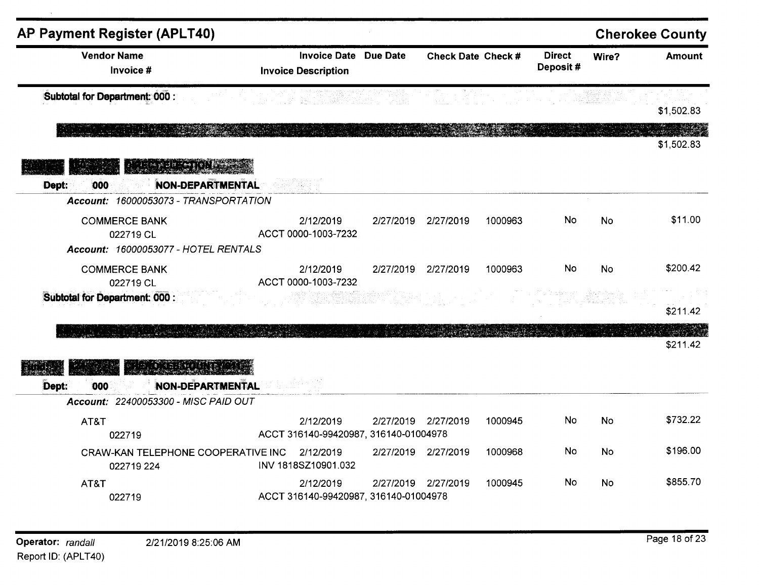## AP Payment Register (APLT40)

**Cherokee County**

| Vendor Name / Invoice # | Invoice Date / Invoice Description | Due Date | Check Date | Check # | Direct Deposit # | Wire? | Amount |
|---|---|---|---|---|---|---|---|
| **Subtotal for Department: 000 :** | | | | | | | $1,502.83 |
| | | | | | | | $1,502.83 |

**DIRECT ELECTION**

**Dept: 000 NON-DEPARTMENTAL**

*Account: 16000053073 - TRANSPORTATION*

| Vendor Name / Invoice # | Invoice Date / Invoice Description | Due Date | Check Date | Check # | Direct Deposit # | Wire? | Amount |
|---|---|---|---|---|---|---|---|
| COMMERCE BANK<br>022719 CL | 2/12/2019<br>ACCT 0000-1003-7232 | 2/27/2019 | 2/27/2019 | 1000963 | No | No | $11.00 |

*Account: 16000053077 - HOTEL RENTALS*

| Vendor Name / Invoice # | Invoice Date / Invoice Description | Due Date | Check Date | Check # | Direct Deposit # | Wire? | Amount |
|---|---|---|---|---|---|---|---|
| COMMERCE BANK<br>022719 CL | 2/12/2019<br>ACCT 0000-1003-7232 | 2/27/2019 | 2/27/2019 | 1000963 | No | No | $200.42 |
| **Subtotal for Department: 000 :** | | | | | | | $211.42 |
| | | | | | | | $211.42 |

**CHEROKEE COUNTY 911**

**Dept: 000 NON-DEPARTMENTAL**

*Account: 22400053300 - MISC PAID OUT*

| Vendor Name / Invoice # | Invoice Date / Invoice Description | Due Date | Check Date | Check # | Direct Deposit # | Wire? | Amount |
|---|---|---|---|---|---|---|---|
| AT&T<br>022719 | 2/12/2019<br>ACCT 316140-99420987, 316140-01004978 | 2/27/2019 | 2/27/2019 | 1000945 | No | No | $732.22 |
| CRAW-KAN TELEPHONE COOPERATIVE INC<br>022719 224 | 2/12/2019<br>INV 1818SZ10901.032 | 2/27/2019 | 2/27/2019 | 1000968 | No | No | $196.00 |
| AT&T<br>022719 | 2/12/2019<br>ACCT 316140-99420987, 316140-01004978 | 2/27/2019 | 2/27/2019 | 1000945 | No | No | $855.70 |

Operator: *randall* 2/21/2019 8:25:06 AM
Report ID: (APLT40)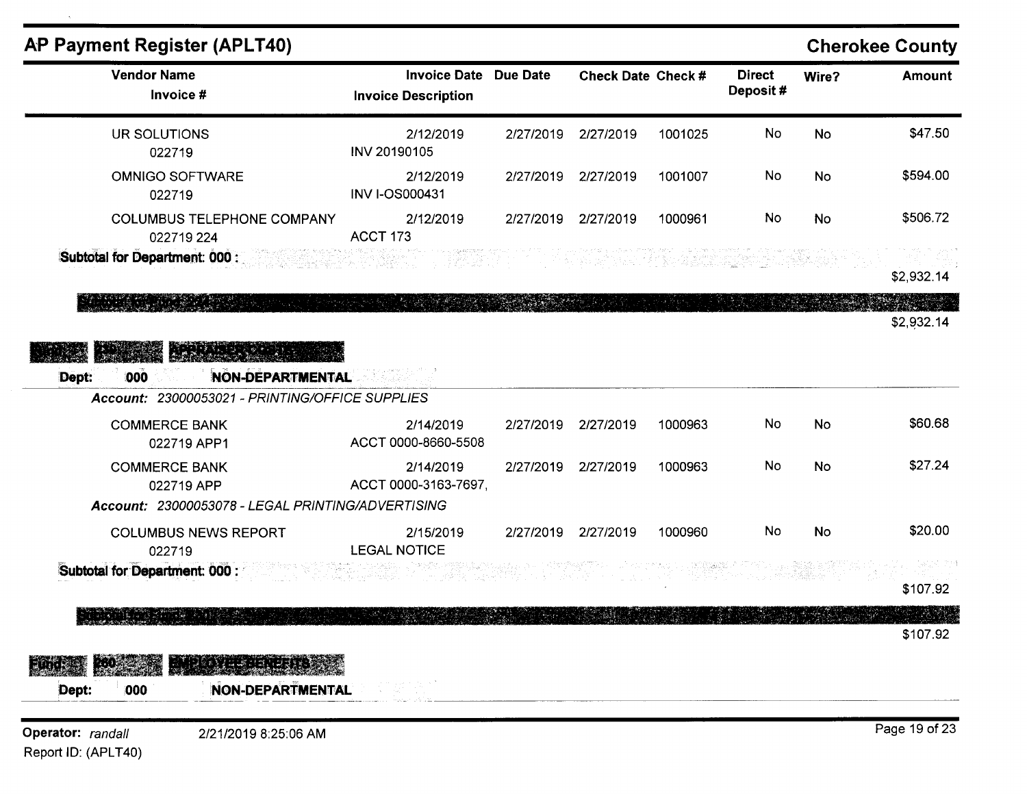# AP Payment Register (APLT40)

**Cherokee County**

| Vendor Name / Invoice # | Invoice Date / Invoice Description | Due Date | Check Date | Check # | Direct Deposit # | Wire? | Amount |
|---|---|---|---|---|---|---|---|
| UR SOLUTIONS<br>022719 | 2/12/2019<br>INV 20190105 | 2/27/2019 | 2/27/2019 | 1001025 | No | No | $47.50 |
| OMNIGO SOFTWARE<br>022719 | 2/12/2019<br>INV I-OS000431 | 2/27/2019 | 2/27/2019 | 1001007 | No | No | $594.00 |
| COLUMBUS TELEPHONE COMPANY<br>022719 224 | 2/12/2019<br>ACCT 173 | 2/27/2019 | 2/27/2019 | 1000961 | No | No | $506.72 |

**Subtotal for Department: 000 :** $2,932.14

**Subtotal for Fund: 224 :** $2,932.14

**Fund: 230 APPRAISER COUNTY**

**Dept: 000 NON-DEPARTMENTAL**

*Account: 23000053021 - PRINTING/OFFICE SUPPLIES*

| Vendor Name / Invoice # | Invoice Date / Invoice Description | Due Date | Check Date | Check # | Direct Deposit # | Wire? | Amount |
|---|---|---|---|---|---|---|---|
| COMMERCE BANK<br>022719 APP1 | 2/14/2019<br>ACCT 0000-8660-5508 | 2/27/2019 | 2/27/2019 | 1000963 | No | No | $60.68 |
| COMMERCE BANK<br>022719 APP | 2/14/2019<br>ACCT 0000-3163-7697, | 2/27/2019 | 2/27/2019 | 1000963 | No | No | $27.24 |

*Account: 23000053078 - LEGAL PRINTING/ADVERTISING*

| Vendor Name / Invoice # | Invoice Date / Invoice Description | Due Date | Check Date | Check # | Direct Deposit # | Wire? | Amount |
|---|---|---|---|---|---|---|---|
| COLUMBUS NEWS REPORT<br>022719 | 2/15/2019<br>LEGAL NOTICE | 2/27/2019 | 2/27/2019 | 1000960 | No | No | $20.00 |

**Subtotal for Department: 000 :** $107.92

**Subtotal for Fund: 230 :** $107.92

**Fund: 260 EMPLOYEE BENEFITS**

**Dept: 000 NON-DEPARTMENTAL**

Operator: *randall* 2/21/2019 8:25:06 AM

Report ID: (APLT40)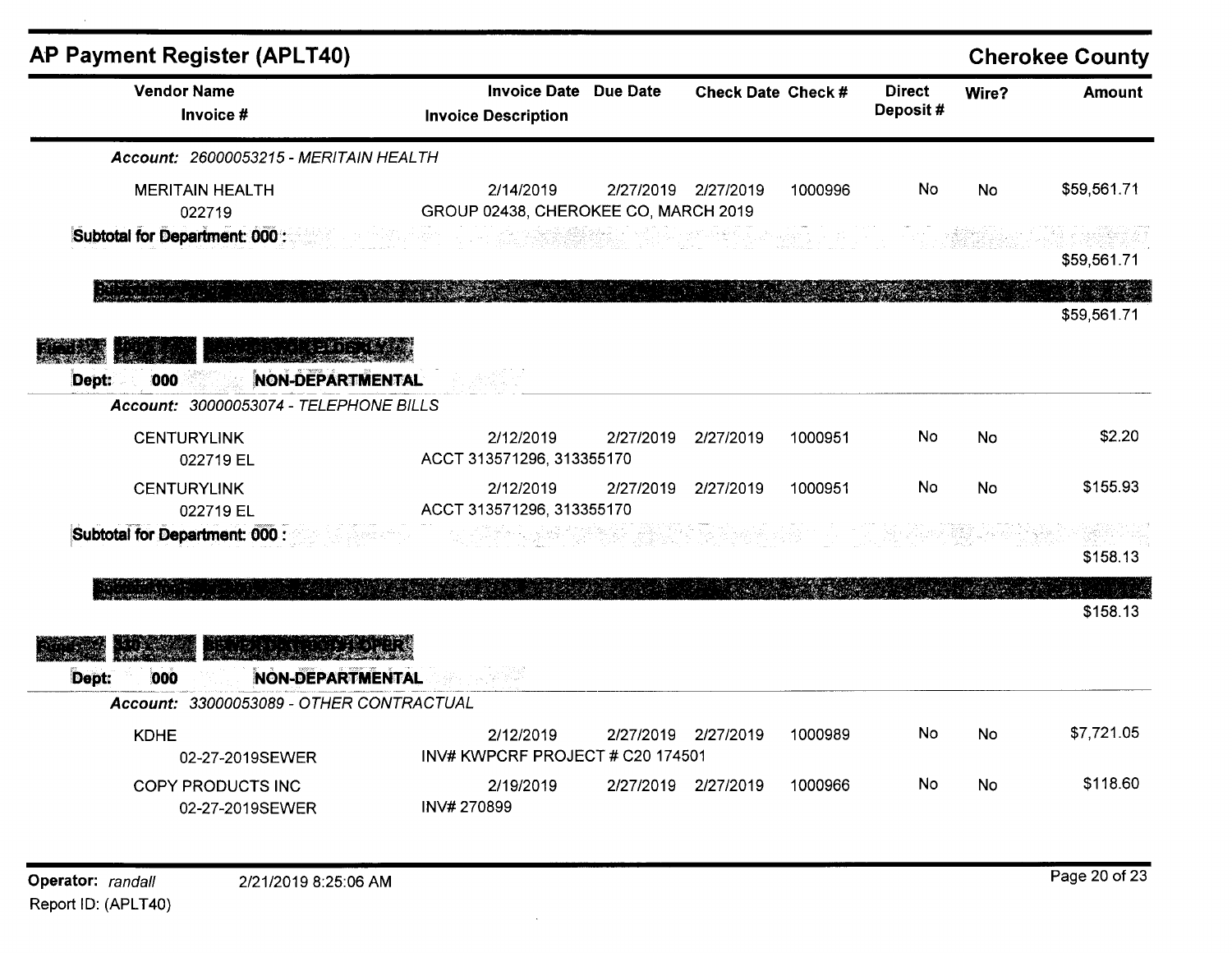## AP Payment Register (APLT40)

**Cherokee County**

| Vendor Name / Invoice # | Invoice Date / Invoice Description | Due Date | Check Date | Check # | Direct Deposit # | Wire? | Amount |
|---|---|---|---|---|---|---|---|
| ***Account:* 26000053215 - MERITAIN HEALTH** | | | | | | | |
| MERITAIN HEALTH | 2/14/2019 | 2/27/2019 | 2/27/2019 | 1000996 | No | No | $59,561.71 |
| 022719 | GROUP 02438, CHEROKEE CO, MARCH 2019 | | | | | | |
| **Subtotal for Department: 000 :** | | | | | | | $59,561.71 |
| | | | | | | | $59,561.71 |
| **Dept: 000 NON-DEPARTMENTAL** | | | | | | | |
| ***Account:* 30000053074 - TELEPHONE BILLS** | | | | | | | |
| CENTURYLINK | 2/12/2019 | 2/27/2019 | 2/27/2019 | 1000951 | No | No | $2.20 |
| 022719 EL | ACCT 313571296, 313355170 | | | | | | |
| CENTURYLINK | 2/12/2019 | 2/27/2019 | 2/27/2019 | 1000951 | No | No | $155.93 |
| 022719 EL | ACCT 313571296, 313355170 | | | | | | |
| **Subtotal for Department: 000 :** | | | | | | | $158.13 |
| | | | | | | | $158.13 |
| **Dept: 000 NON-DEPARTMENTAL** | | | | | | | |
| ***Account:* 33000053089 - OTHER CONTRACTUAL** | | | | | | | |
| KDHE | 2/12/2019 | 2/27/2019 | 2/27/2019 | 1000989 | No | No | $7,721.05 |
| 02-27-2019SEWER | INV# KWPCRF PROJECT # C20 174501 | | | | | | |
| COPY PRODUCTS INC | 2/19/2019 | 2/27/2019 | 2/27/2019 | 1000966 | No | No | $118.60 |
| 02-27-2019SEWER | INV# 270899 | | | | | | |

**Operator:** *randall* 2/21/2019 8:25:06 AM

Report ID: (APLT40)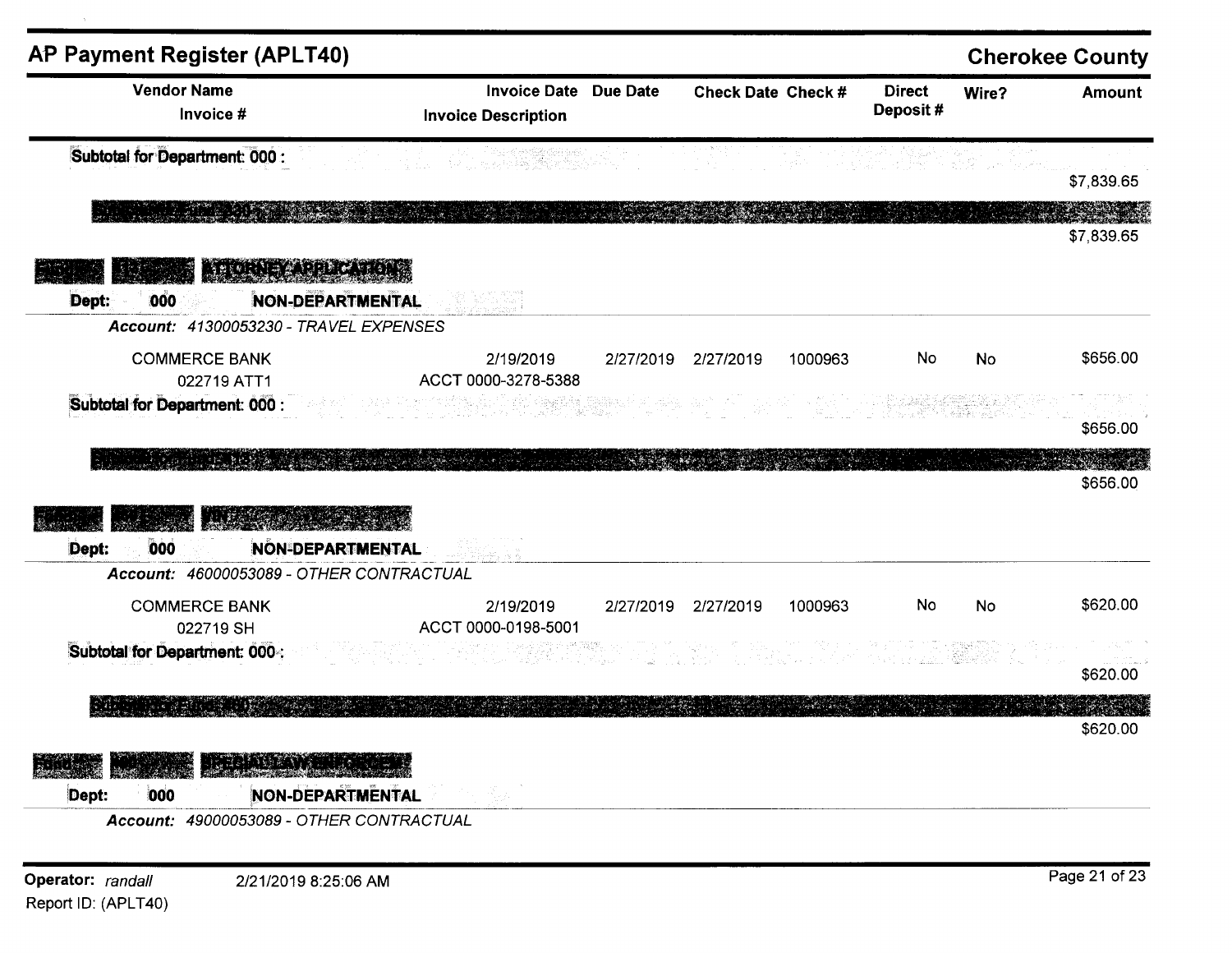## AP Payment Register (APLT40)

**Cherokee County**

| Vendor Name / Invoice # | Invoice Date / Invoice Description | Due Date | Check Date | Check # | Direct Deposit # | Wire? | Amount |
|---|---|---|---|---|---|---|---|
| **Subtotal for Department: 000 :** | | | | | | | $7,839.65 |
| | | | | | | | $7,839.65 |

**ATTORNEY APPLICATION**

**Dept: 000 NON-DEPARTMENTAL**

*Account: 41300053230 - TRAVEL EXPENSES*

| Vendor Name / Invoice # | Invoice Date / Invoice Description | Due Date | Check Date | Check # | Direct Deposit # | Wire? | Amount |
|---|---|---|---|---|---|---|---|
| COMMERCE BANK<br>022719 ATT1 | 2/19/2019<br>ACCT 0000-3278-5388 | 2/27/2019 | 2/27/2019 | 1000963 | No | No | $656.00 |
| **Subtotal for Department: 000 :** | | | | | | | $656.00 |
| | | | | | | | $656.00 |

**Dept: 000 NON-DEPARTMENTAL**

*Account: 46000053089 - OTHER CONTRACTUAL*

| Vendor Name / Invoice # | Invoice Date / Invoice Description | Due Date | Check Date | Check # | Direct Deposit # | Wire? | Amount |
|---|---|---|---|---|---|---|---|
| COMMERCE BANK<br>022719 SH | 2/19/2019<br>ACCT 0000-0198-5001 | 2/27/2019 | 2/27/2019 | 1000963 | No | No | $620.00 |
| **Subtotal for Department: 000 :** | | | | | | | $620.00 |
| | | | | | | | $620.00 |

**SPECIAL LAW ENFORCEM**

**Dept: 000 NON-DEPARTMENTAL**

*Account: 49000053089 - OTHER CONTRACTUAL*

Operator: *randall* 2/21/2019 8:25:06 AM

Report ID: (APLT40)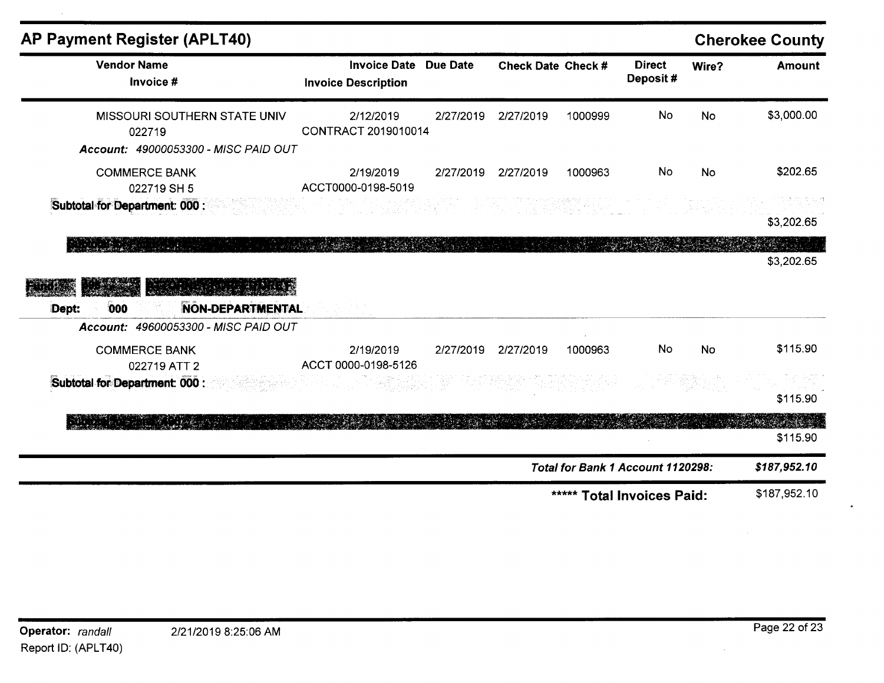## AP Payment Register (APLT40)

**Cherokee County**

| Vendor Name / Invoice # | Invoice Date / Invoice Description | Due Date | Check Date | Check # | Direct Deposit # | Wire? | Amount |
|---|---|---|---|---|---|---|---|
| MISSOURI SOUTHERN STATE UNIV<br>022719 | 2/12/2019<br>CONTRACT 2019010014 | 2/27/2019 | 2/27/2019 | 1000999 | No | No | $3,000.00 |
| ***Account: 49000053300 - MISC PAID OUT*** | | | | | | | |
| COMMERCE BANK<br>022719 SH 5 | 2/19/2019<br>ACCT0000-0198-5019 | 2/27/2019 | 2/27/2019 | 1000963 | No | No | $202.65 |
| **Subtotal for Department: 000 :** | | | | | | | $3,202.65 |
| **Subtotal for Fund:** | | | | | | | $3,202.65 |

**Fund:**

**Dept: 000 NON-DEPARTMENTAL**

| Vendor Name / Invoice # | Invoice Date / Invoice Description | Due Date | Check Date | Check # | Direct Deposit # | Wire? | Amount |
|---|---|---|---|---|---|---|---|
| ***Account: 49600053300 - MISC PAID OUT*** | | | | | | | |
| COMMERCE BANK<br>022719 ATT 2 | 2/19/2019<br>ACCT 0000-0198-5126 | 2/27/2019 | 2/27/2019 | 1000963 | No | No | $115.90 |
| **Subtotal for Department: 000 :** | | | | | | | $115.90 |
| **Subtotal for Fund:** | | | | | | | $115.90 |

***Total for Bank 1 Account 1120298:*** ***$187,952.10***

**\*\*\*\*\* Total Invoices Paid:** $187,952.10

**Operator:** *randall* 2/21/2019 8:25:06 AM

Report ID: (APLT40)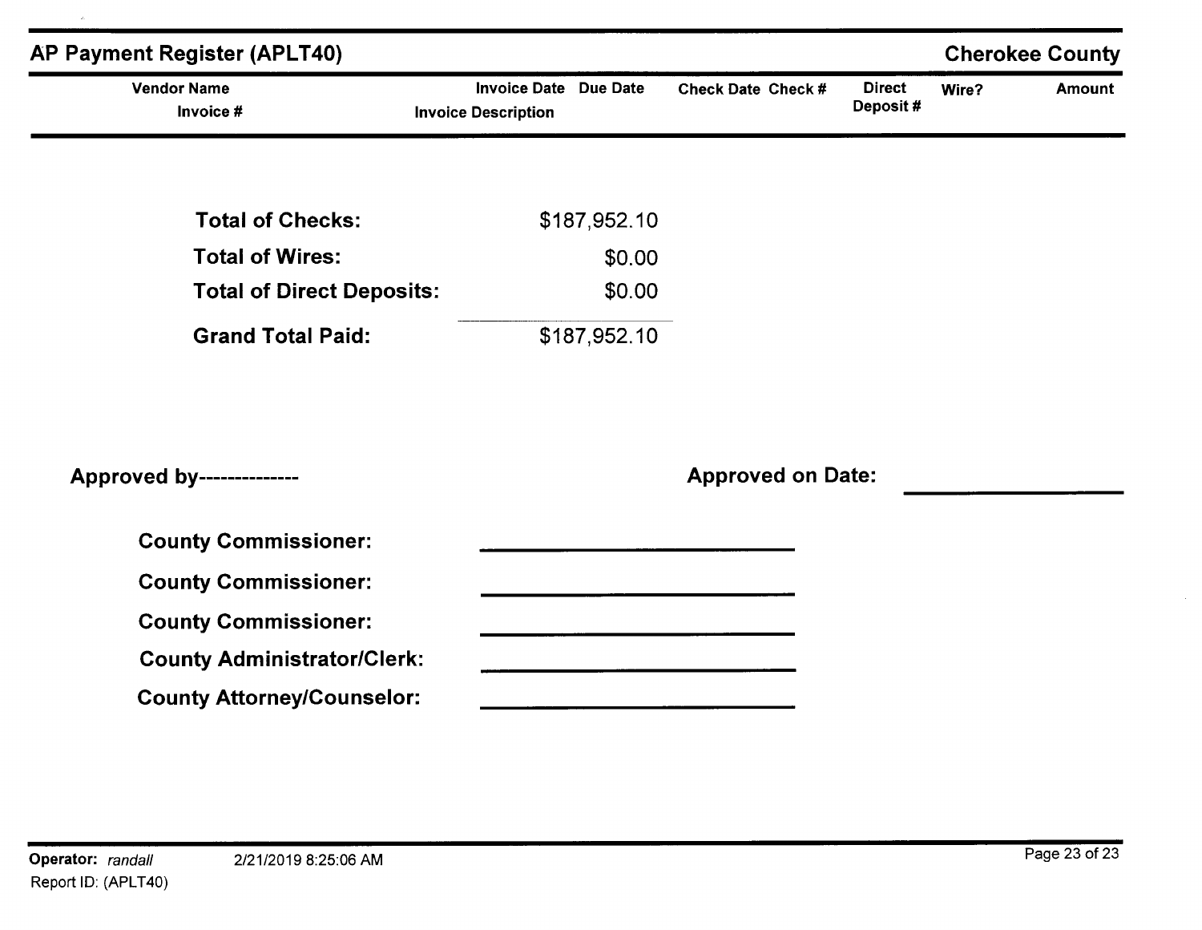## AP Payment Register (APLT40)

**Cherokee County**

| Vendor Name / Invoice # | Invoice Date / Invoice Description | Due Date | Check Date | Check # | Direct Deposit # | Wire? | Amount |
|---|---|---|---|---|---|---|---|

| | |
|---|---|
| **Total of Checks:** | $187,952.10 |
| **Total of Wires:** | $0.00 |
| **Total of Direct Deposits:** | $0.00 |
| **Grand Total Paid:** | $187,952.10 |

**Approved by--------------**

**Approved on Date:** ____________________

**County Commissioner:** ____________________

**County Commissioner:** ____________________

**County Commissioner:** ____________________

**County Administrator/Clerk:** ____________________

**County Attorney/Counselor:** ____________________

**Operator:** *randall* 2/21/2019 8:25:06 AM

Report ID: (APLT40)